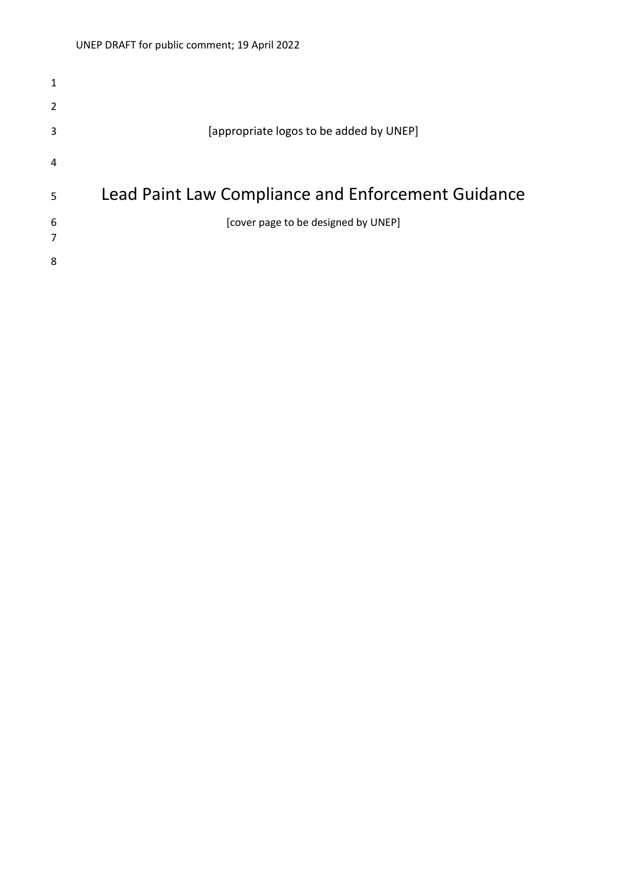[appropriate logos to be added by UNEP]

# Lead Paint Law Compliance and Enforcement Guidance

[cover page to be designed by UNEP]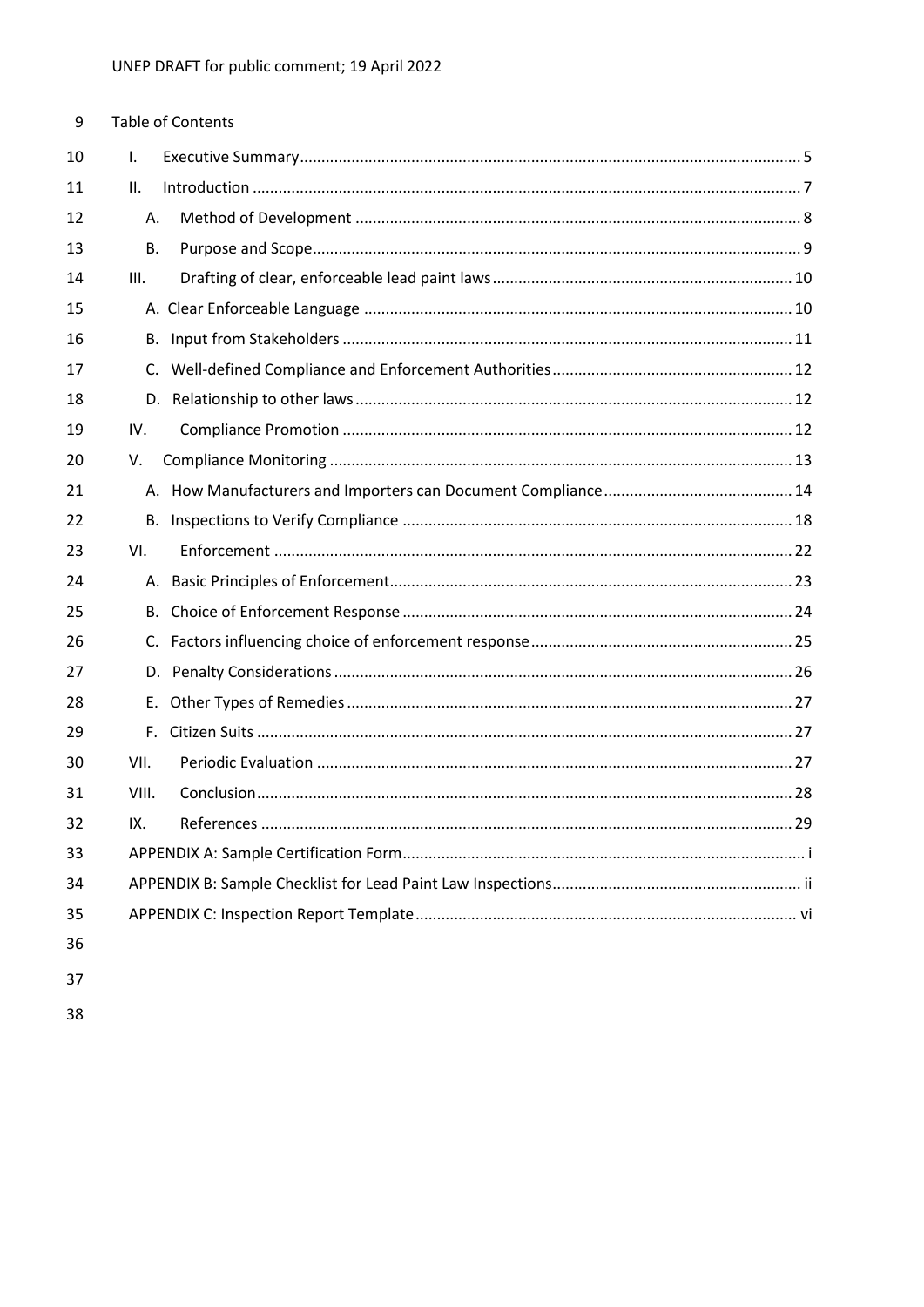# Table of Contents

- I. Executive Summary ... 5
- II. Introduction ... 7
  - A. Method of Development ... 8
  - B. Purpose and Scope ... 9
- III. Drafting of clear, enforceable lead paint laws ... 10
  - A. Clear Enforceable Language ... 10
  - B. Input from Stakeholders ... 11
  - C. Well-defined Compliance and Enforcement Authorities ... 12
  - D. Relationship to other laws ... 12
- IV. Compliance Promotion ... 12
- V. Compliance Monitoring ... 13
  - A. How Manufacturers and Importers can Document Compliance ... 14
  - B. Inspections to Verify Compliance ... 18
- VI. Enforcement ... 22
  - A. Basic Principles of Enforcement ... 23
  - B. Choice of Enforcement Response ... 24
  - C. Factors influencing choice of enforcement response ... 25
  - D. Penalty Considerations ... 26
  - E. Other Types of Remedies ... 27
  - F. Citizen Suits ... 27
- VII. Periodic Evaluation ... 27
- VIII. Conclusion ... 28
- IX. References ... 29
- APPENDIX A: Sample Certification Form ... i
- APPENDIX B: Sample Checklist for Lead Paint Law Inspections ... ii
- APPENDIX C: Inspection Report Template ... vi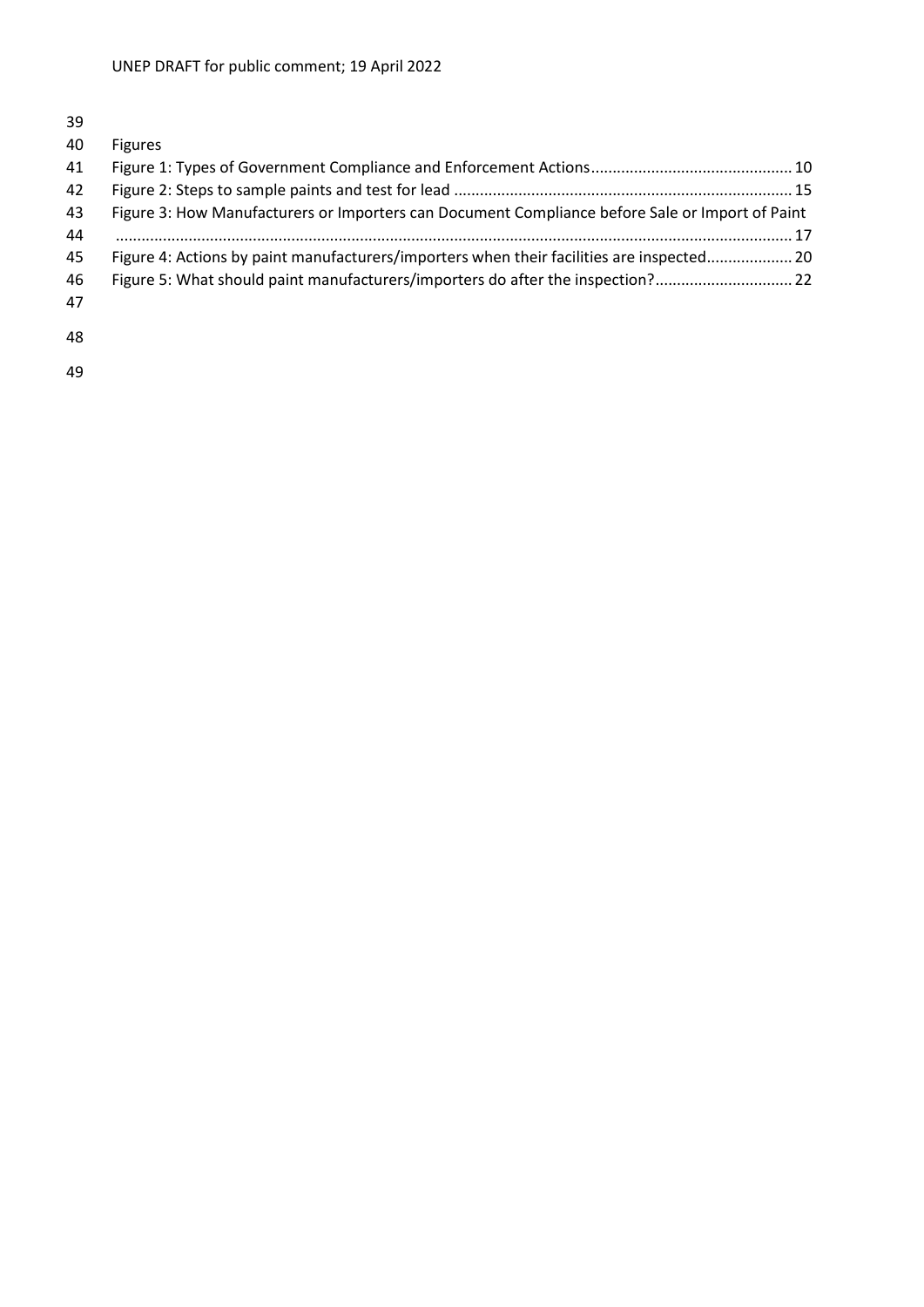Figures

Figure 1: Types of Government Compliance and Enforcement Actions ... 10

Figure 2: Steps to sample paints and test for lead ... 15

Figure 3: How Manufacturers or Importers can Document Compliance before Sale or Import of Paint ... 17

Figure 4: Actions by paint manufacturers/importers when their facilities are inspected ... 20

Figure 5: What should paint manufacturers/importers do after the inspection? ... 22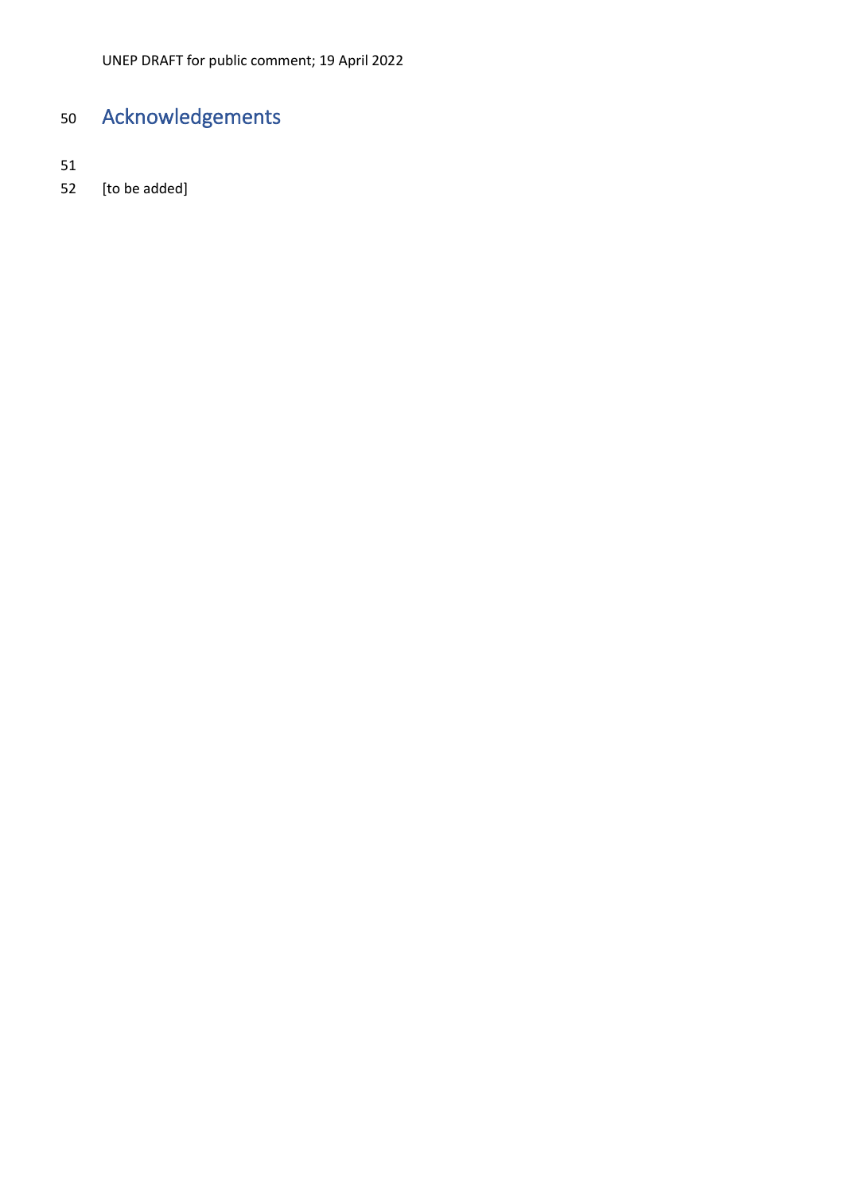# Acknowledgements

[to be added]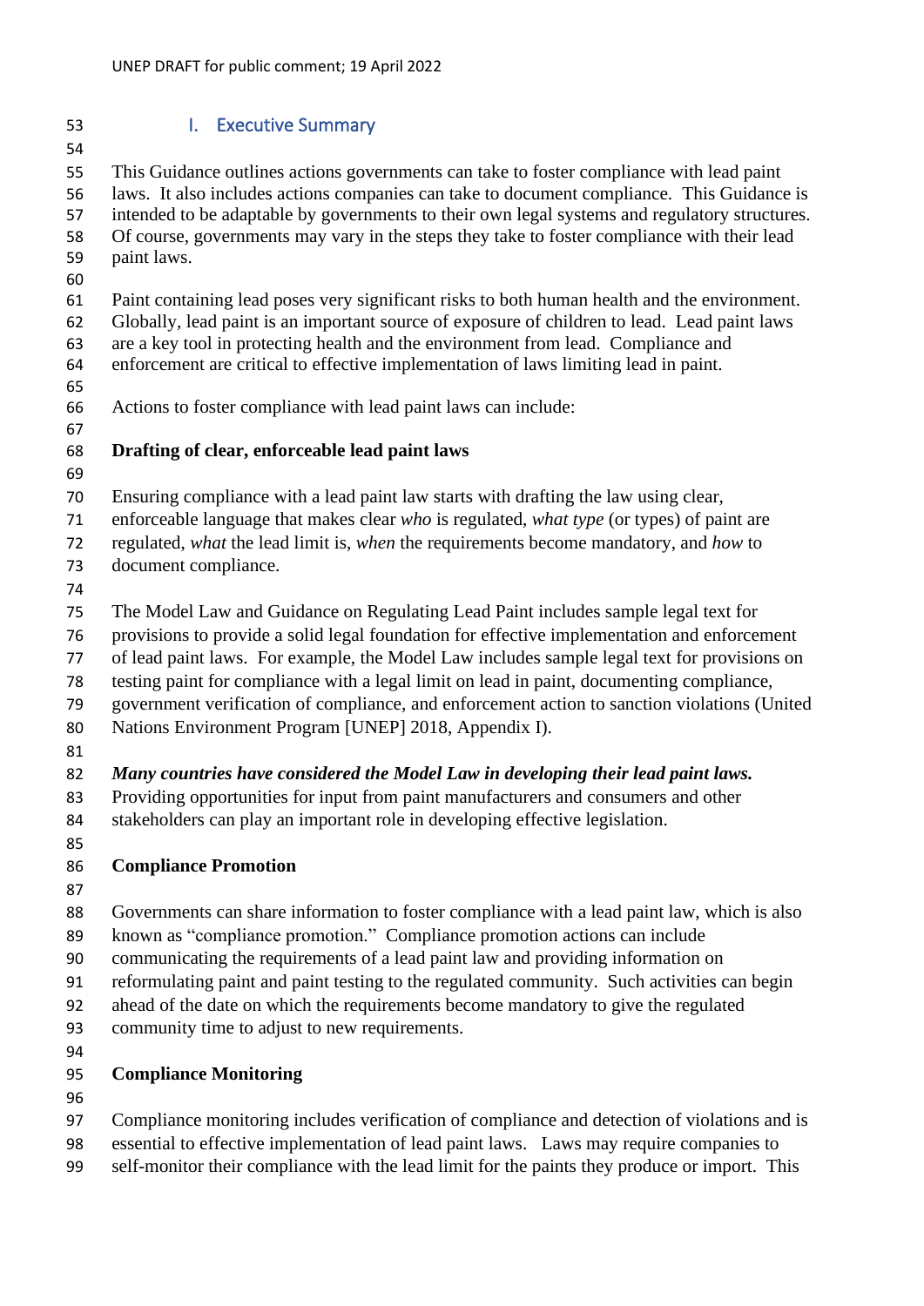## I. Executive Summary

This Guidance outlines actions governments can take to foster compliance with lead paint laws. It also includes actions companies can take to document compliance. This Guidance is intended to be adaptable by governments to their own legal systems and regulatory structures. Of course, governments may vary in the steps they take to foster compliance with their lead paint laws.

Paint containing lead poses very significant risks to both human health and the environment. Globally, lead paint is an important source of exposure of children to lead. Lead paint laws are a key tool in protecting health and the environment from lead. Compliance and enforcement are critical to effective implementation of laws limiting lead in paint.

Actions to foster compliance with lead paint laws can include:

**Drafting of clear, enforceable lead paint laws**

Ensuring compliance with a lead paint law starts with drafting the law using clear, enforceable language that makes clear *who* is regulated, *what type* (or types) of paint are regulated, *what* the lead limit is, *when* the requirements become mandatory, and *how* to document compliance.

The Model Law and Guidance on Regulating Lead Paint includes sample legal text for provisions to provide a solid legal foundation for effective implementation and enforcement of lead paint laws. For example, the Model Law includes sample legal text for provisions on testing paint for compliance with a legal limit on lead in paint, documenting compliance, government verification of compliance, and enforcement action to sanction violations (United Nations Environment Program [UNEP] 2018, Appendix I).

***Many countries have considered the Model Law in developing their lead paint laws.*** Providing opportunities for input from paint manufacturers and consumers and other stakeholders can play an important role in developing effective legislation.

**Compliance Promotion**

Governments can share information to foster compliance with a lead paint law, which is also known as "compliance promotion." Compliance promotion actions can include communicating the requirements of a lead paint law and providing information on reformulating paint and paint testing to the regulated community. Such activities can begin ahead of the date on which the requirements become mandatory to give the regulated community time to adjust to new requirements.

**Compliance Monitoring**

Compliance monitoring includes verification of compliance and detection of violations and is essential to effective implementation of lead paint laws. Laws may require companies to self-monitor their compliance with the lead limit for the paints they produce or import. This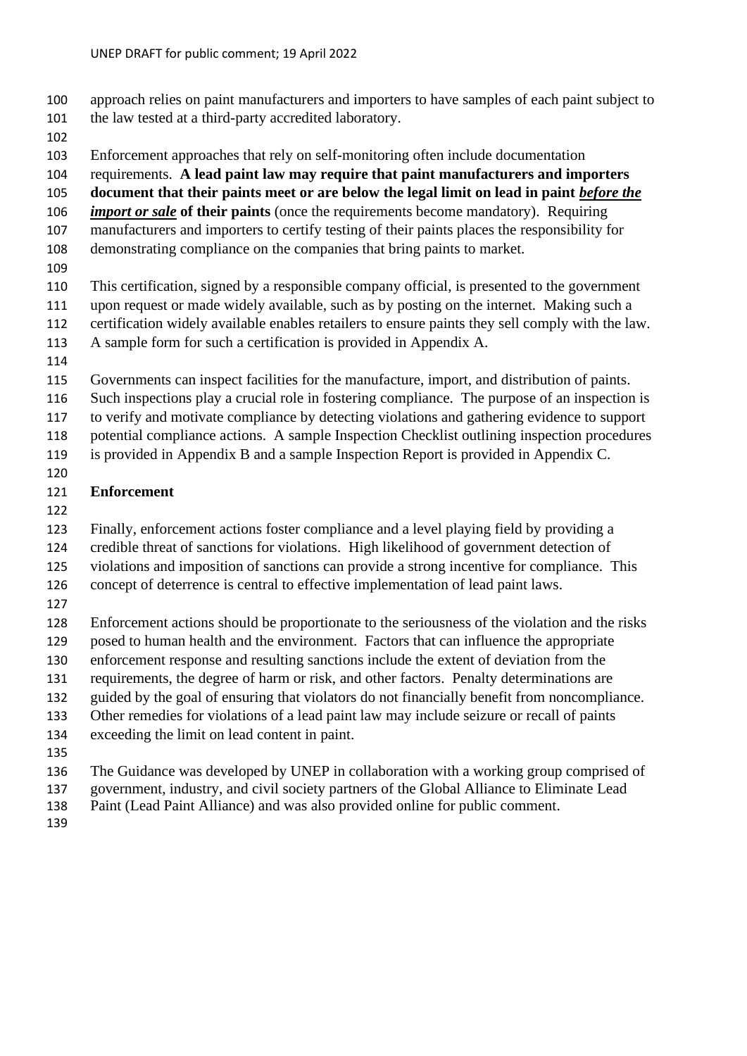approach relies on paint manufacturers and importers to have samples of each paint subject to the law tested at a third-party accredited laboratory.

Enforcement approaches that rely on self-monitoring often include documentation requirements. **A lead paint law may require that paint manufacturers and importers document that their paints meet or are below the legal limit on lead in paint *before the import or sale* of their paints** (once the requirements become mandatory). Requiring manufacturers and importers to certify testing of their paints places the responsibility for demonstrating compliance on the companies that bring paints to market.

This certification, signed by a responsible company official, is presented to the government upon request or made widely available, such as by posting on the internet. Making such a certification widely available enables retailers to ensure paints they sell comply with the law. A sample form for such a certification is provided in Appendix A.

Governments can inspect facilities for the manufacture, import, and distribution of paints. Such inspections play a crucial role in fostering compliance. The purpose of an inspection is to verify and motivate compliance by detecting violations and gathering evidence to support potential compliance actions. A sample Inspection Checklist outlining inspection procedures is provided in Appendix B and a sample Inspection Report is provided in Appendix C.

**Enforcement**

Finally, enforcement actions foster compliance and a level playing field by providing a credible threat of sanctions for violations. High likelihood of government detection of violations and imposition of sanctions can provide a strong incentive for compliance. This concept of deterrence is central to effective implementation of lead paint laws.

Enforcement actions should be proportionate to the seriousness of the violation and the risks posed to human health and the environment. Factors that can influence the appropriate enforcement response and resulting sanctions include the extent of deviation from the requirements, the degree of harm or risk, and other factors. Penalty determinations are guided by the goal of ensuring that violators do not financially benefit from noncompliance. Other remedies for violations of a lead paint law may include seizure or recall of paints exceeding the limit on lead content in paint.

The Guidance was developed by UNEP in collaboration with a working group comprised of government, industry, and civil society partners of the Global Alliance to Eliminate Lead Paint (Lead Paint Alliance) and was also provided online for public comment.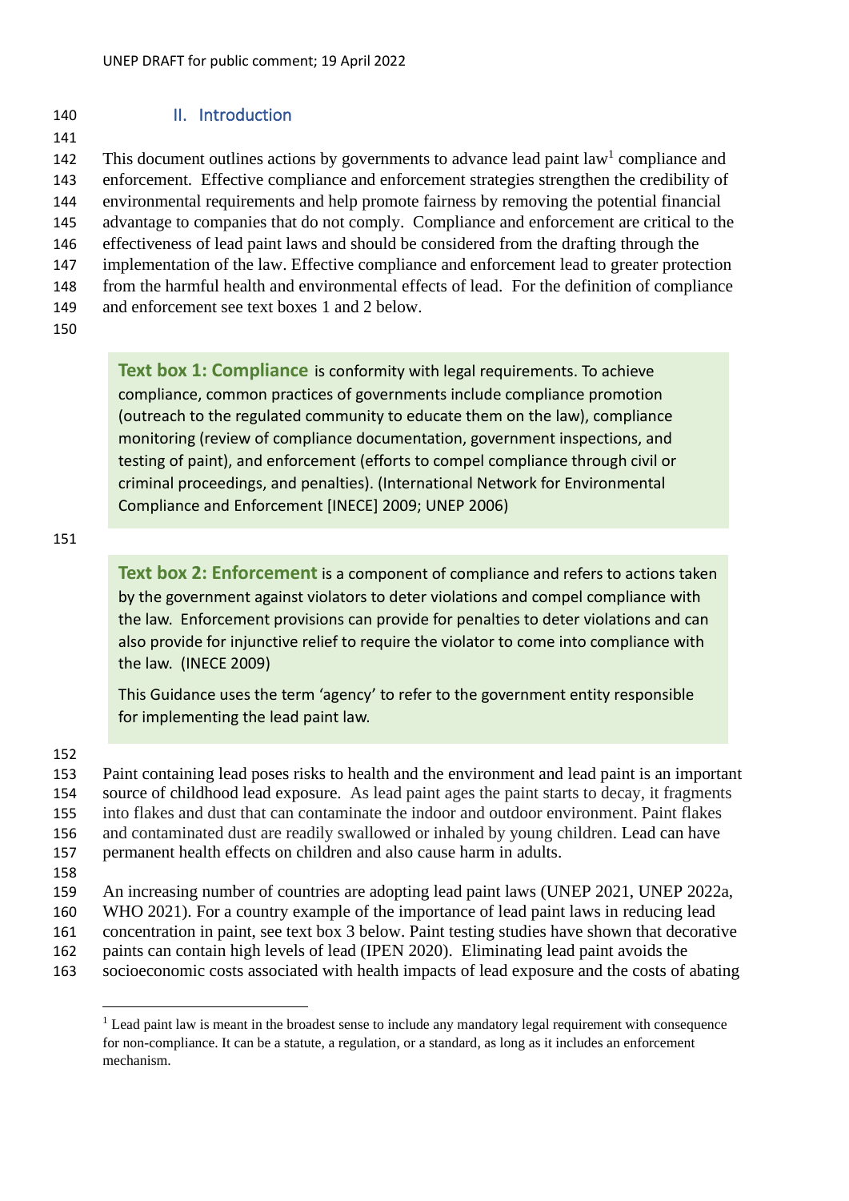## II. Introduction

This document outlines actions by governments to advance lead paint law[1] compliance and enforcement. Effective compliance and enforcement strategies strengthen the credibility of environmental requirements and help promote fairness by removing the potential financial advantage to companies that do not comply. Compliance and enforcement are critical to the effectiveness of lead paint laws and should be considered from the drafting through the implementation of the law. Effective compliance and enforcement lead to greater protection from the harmful health and environmental effects of lead. For the definition of compliance and enforcement see text boxes 1 and 2 below.

> **Text box 1: Compliance** is conformity with legal requirements. To achieve compliance, common practices of governments include compliance promotion (outreach to the regulated community to educate them on the law), compliance monitoring (review of compliance documentation, government inspections, and testing of paint), and enforcement (efforts to compel compliance through civil or criminal proceedings, and penalties). (International Network for Environmental Compliance and Enforcement [INECE] 2009; UNEP 2006)

> **Text box 2: Enforcement** is a component of compliance and refers to actions taken by the government against violators to deter violations and compel compliance with the law. Enforcement provisions can provide for penalties to deter violations and can also provide for injunctive relief to require the violator to come into compliance with the law. (INECE 2009)
>
> This Guidance uses the term 'agency' to refer to the government entity responsible for implementing the lead paint law.

Paint containing lead poses risks to health and the environment and lead paint is an important source of childhood lead exposure. As lead paint ages the paint starts to decay, it fragments into flakes and dust that can contaminate the indoor and outdoor environment. Paint flakes and contaminated dust are readily swallowed or inhaled by young children. Lead can have permanent health effects on children and also cause harm in adults.

An increasing number of countries are adopting lead paint laws (UNEP 2021, UNEP 2022a, WHO 2021). For a country example of the importance of lead paint laws in reducing lead concentration in paint, see text box 3 below. Paint testing studies have shown that decorative paints can contain high levels of lead (IPEN 2020). Eliminating lead paint avoids the socioeconomic costs associated with health impacts of lead exposure and the costs of abating

---

[1] Lead paint law is meant in the broadest sense to include any mandatory legal requirement with consequence for non-compliance. It can be a statute, a regulation, or a standard, as long as it includes an enforcement mechanism.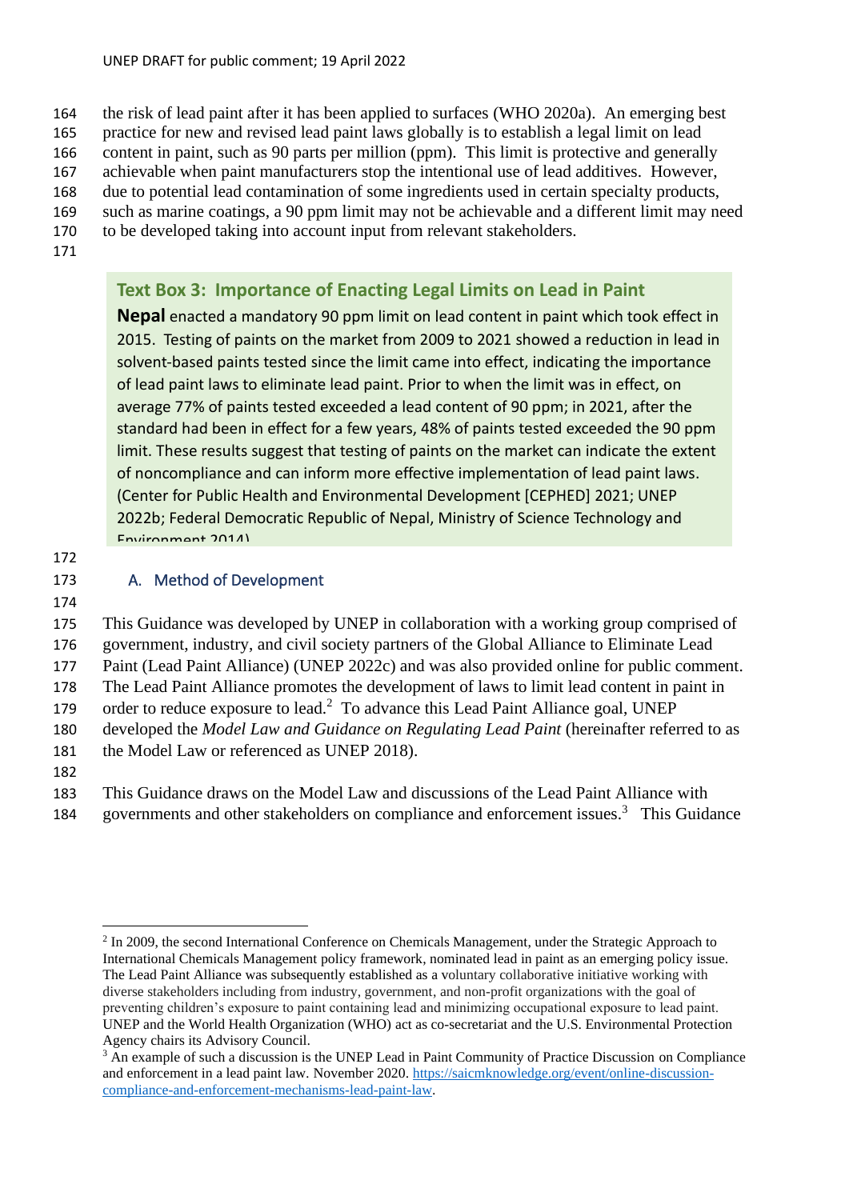the risk of lead paint after it has been applied to surfaces (WHO 2020a). An emerging best practice for new and revised lead paint laws globally is to establish a legal limit on lead content in paint, such as 90 parts per million (ppm). This limit is protective and generally achievable when paint manufacturers stop the intentional use of lead additives. However, due to potential lead contamination of some ingredients used in certain specialty products, such as marine coatings, a 90 ppm limit may not be achievable and a different limit may need to be developed taking into account input from relevant stakeholders.

> **Text Box 3: Importance of Enacting Legal Limits on Lead in Paint**
>
> **Nepal** enacted a mandatory 90 ppm limit on lead content in paint which took effect in 2015. Testing of paints on the market from 2009 to 2021 showed a reduction in lead in solvent-based paints tested since the limit came into effect, indicating the importance of lead paint laws to eliminate lead paint. Prior to when the limit was in effect, on average 77% of paints tested exceeded a lead content of 90 ppm; in 2021, after the standard had been in effect for a few years, 48% of paints tested exceeded the 90 ppm limit. These results suggest that testing of paints on the market can indicate the extent of noncompliance and can inform more effective implementation of lead paint laws. (Center for Public Health and Environmental Development [CEPHED] 2021; UNEP 2022b; Federal Democratic Republic of Nepal, Ministry of Science Technology and Environment 2014)

### A. Method of Development

This Guidance was developed by UNEP in collaboration with a working group comprised of government, industry, and civil society partners of the Global Alliance to Eliminate Lead Paint (Lead Paint Alliance) (UNEP 2022c) and was also provided online for public comment. The Lead Paint Alliance promotes the development of laws to limit lead content in paint in order to reduce exposure to lead.[2] To advance this Lead Paint Alliance goal, UNEP developed the *Model Law and Guidance on Regulating Lead Paint* (hereinafter referred to as the Model Law or referenced as UNEP 2018).

This Guidance draws on the Model Law and discussions of the Lead Paint Alliance with governments and other stakeholders on compliance and enforcement issues.[3] This Guidance

---

[2] In 2009, the second International Conference on Chemicals Management, under the Strategic Approach to International Chemicals Management policy framework, nominated lead in paint as an emerging policy issue. The Lead Paint Alliance was subsequently established as a voluntary collaborative initiative working with diverse stakeholders including from industry, government, and non-profit organizations with the goal of preventing children's exposure to paint containing lead and minimizing occupational exposure to lead paint. UNEP and the World Health Organization (WHO) act as co-secretariat and the U.S. Environmental Protection Agency chairs its Advisory Council.

[3] An example of such a discussion is the UNEP Lead in Paint Community of Practice Discussion on Compliance and enforcement in a lead paint law. November 2020. https://saicmknowledge.org/event/online-discussion-compliance-and-enforcement-mechanisms-lead-paint-law.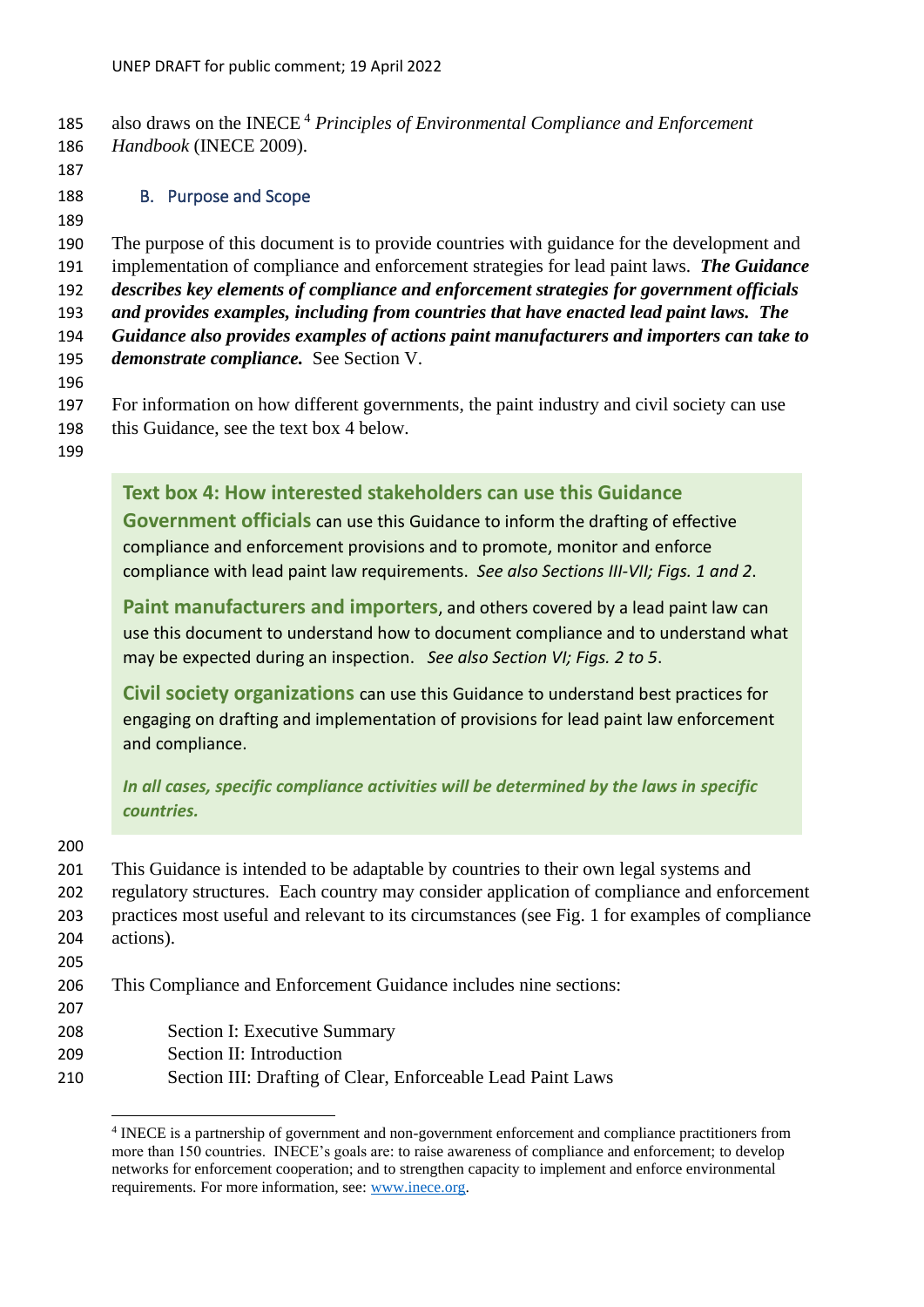also draws on the INECE[4] *Principles of Environmental Compliance and Enforcement Handbook* (INECE 2009).

## B. Purpose and Scope

The purpose of this document is to provide countries with guidance for the development and implementation of compliance and enforcement strategies for lead paint laws. ***The Guidance describes key elements of compliance and enforcement strategies for government officials and provides examples, including from countries that have enacted lead paint laws. The Guidance also provides examples of actions paint manufacturers and importers can take to demonstrate compliance.*** See Section V.

For information on how different governments, the paint industry and civil society can use this Guidance, see the text box 4 below.

> **Text box 4: How interested stakeholders can use this Guidance**
>
> **Government officials** can use this Guidance to inform the drafting of effective compliance and enforcement provisions and to promote, monitor and enforce compliance with lead paint law requirements. *See also Sections III-VII; Figs. 1 and 2*.
>
> **Paint manufacturers and importers**, and others covered by a lead paint law can use this document to understand how to document compliance and to understand what may be expected during an inspection. *See also Section VI; Figs. 2 to 5*.
>
> **Civil society organizations** can use this Guidance to understand best practices for engaging on drafting and implementation of provisions for lead paint law enforcement and compliance.
>
> ***In all cases, specific compliance activities will be determined by the laws in specific countries.***

This Guidance is intended to be adaptable by countries to their own legal systems and regulatory structures. Each country may consider application of compliance and enforcement practices most useful and relevant to its circumstances (see Fig. 1 for examples of compliance actions).

This Compliance and Enforcement Guidance includes nine sections:

- Section I: Executive Summary
- Section II: Introduction
- Section III: Drafting of Clear, Enforceable Lead Paint Laws

---

[4] INECE is a partnership of government and non-government enforcement and compliance practitioners from more than 150 countries. INECE's goals are: to raise awareness of compliance and enforcement; to develop networks for enforcement cooperation; and to strengthen capacity to implement and enforce environmental requirements. For more information, see: www.inece.org.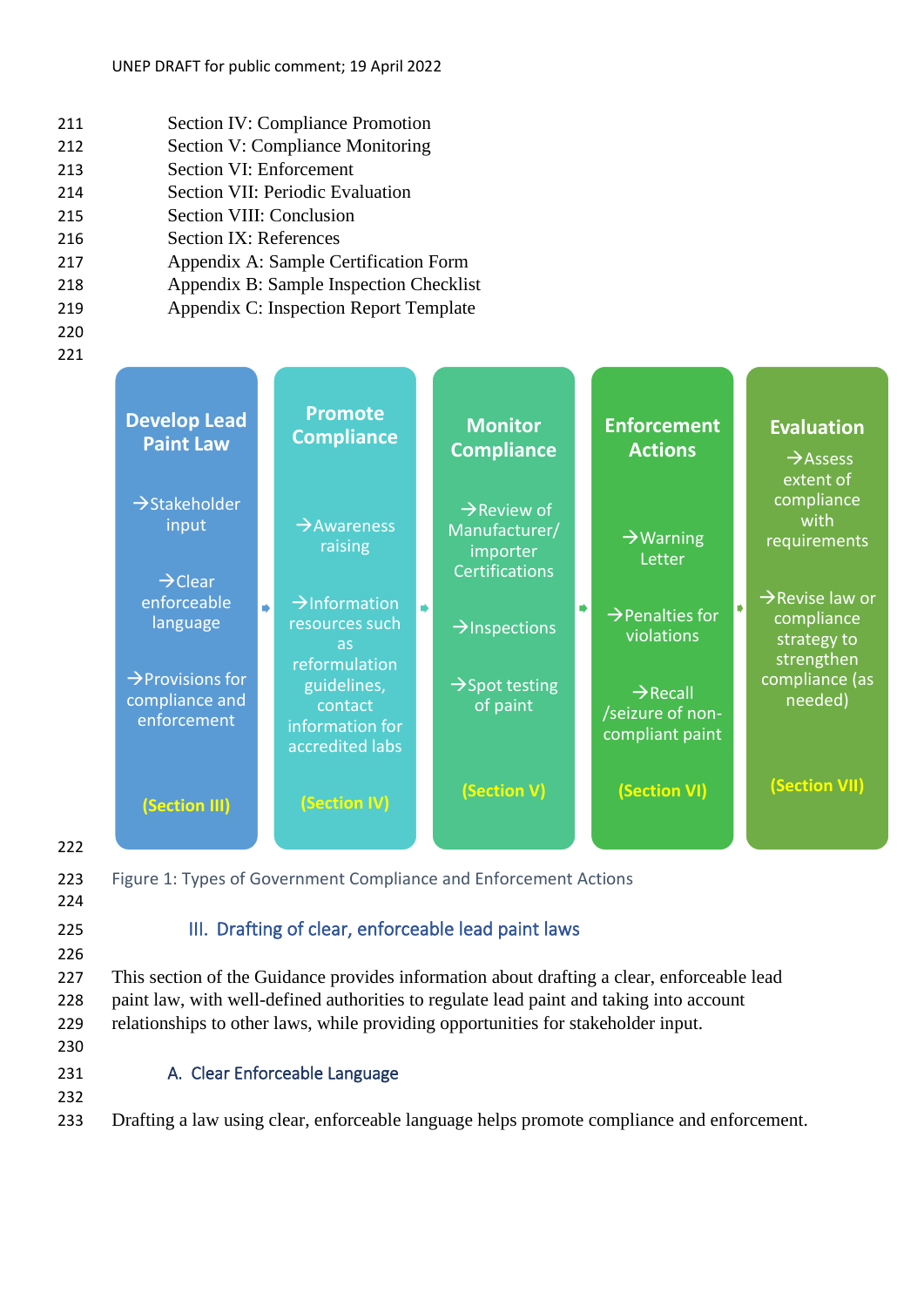Section IV: Compliance Promotion
Section V: Compliance Monitoring
Section VI: Enforcement
Section VII: Periodic Evaluation
Section VIII: Conclusion
Section IX: References
Appendix A: Sample Certification Form
Appendix B: Sample Inspection Checklist
Appendix C: Inspection Report Template

| Develop Lead Paint Law | Promote Compliance | Monitor Compliance | Enforcement Actions | Evaluation |
|---|---|---|---|---|
| →Stakeholder input<br>→Clear enforceable language<br>→Provisions for compliance and enforcement | →Awareness raising<br>→Information resources such as reformulation guidelines, contact information for accredited labs | →Review of Manufacturer/importer Certifications<br>→Inspections<br>→Spot testing of paint | →Warning Letter<br>→Penalties for violations<br>→Recall /seizure of non-compliant paint | →Assess extent of compliance with requirements<br>→Revise law or compliance strategy to strengthen compliance (as needed) |
| (Section III) | (Section IV) | (Section V) | (Section VI) | (Section VII) |

Figure 1: Types of Government Compliance and Enforcement Actions

## III. Drafting of clear, enforceable lead paint laws

This section of the Guidance provides information about drafting a clear, enforceable lead paint law, with well-defined authorities to regulate lead paint and taking into account relationships to other laws, while providing opportunities for stakeholder input.

### A. Clear Enforceable Language

Drafting a law using clear, enforceable language helps promote compliance and enforcement.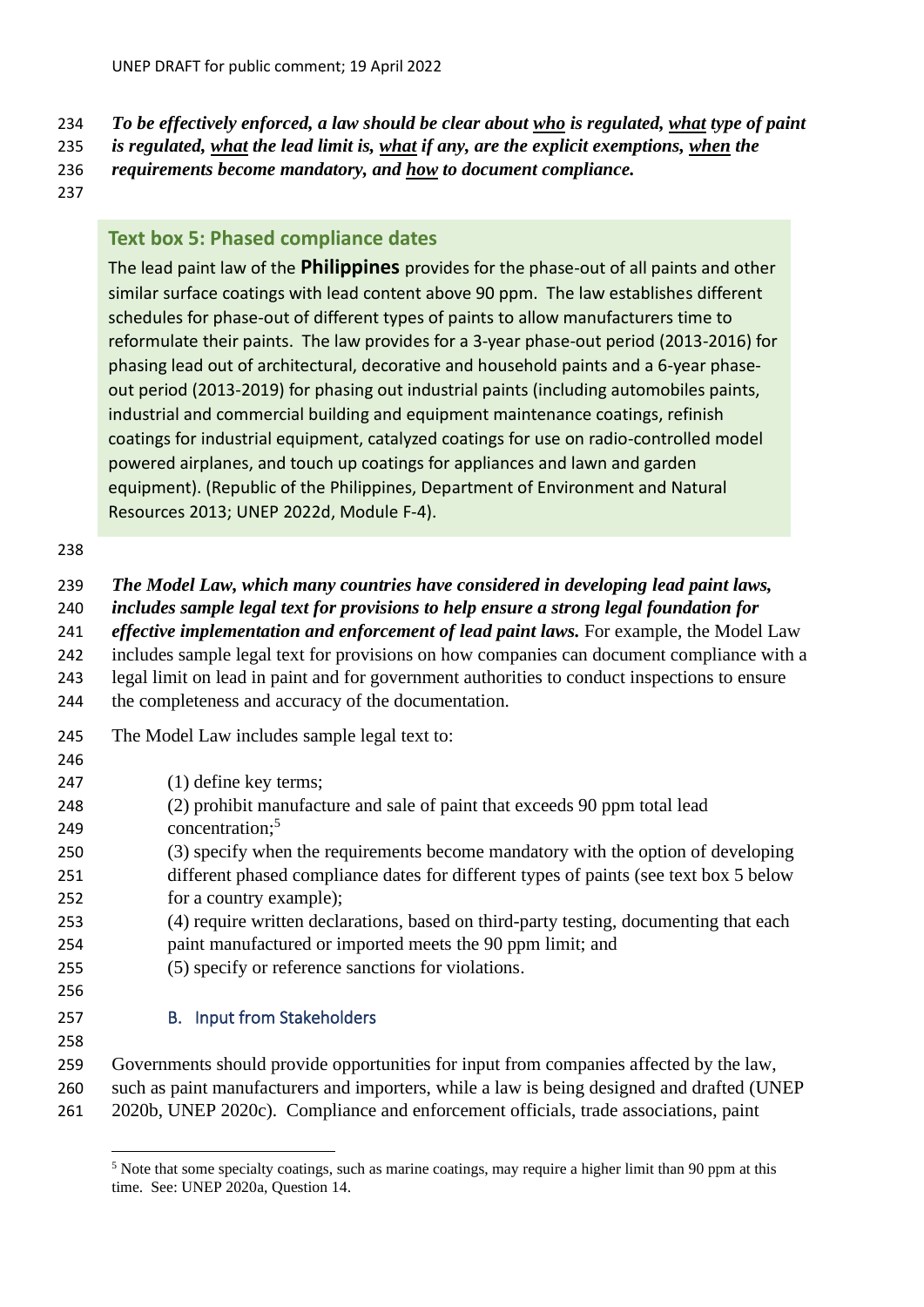***To be effectively enforced, a law should be clear about <u>who</u> is regulated, <u>what</u> type of paint is regulated, <u>what</u> the lead limit is, <u>what</u> if any, are the explicit exemptions, <u>when</u> the requirements become mandatory, and <u>how</u> to document compliance.***

### Text box 5: Phased compliance dates

The lead paint law of the **Philippines** provides for the phase-out of all paints and other similar surface coatings with lead content above 90 ppm. The law establishes different schedules for phase-out of different types of paints to allow manufacturers time to reformulate their paints. The law provides for a 3-year phase-out period (2013-2016) for phasing lead out of architectural, decorative and household paints and a 6-year phase-out period (2013-2019) for phasing out industrial paints (including automobiles paints, industrial and commercial building and equipment maintenance coatings, refinish coatings for industrial equipment, catalyzed coatings for use on radio-controlled model powered airplanes, and touch up coatings for appliances and lawn and garden equipment). (Republic of the Philippines, Department of Environment and Natural Resources 2013; UNEP 2022d, Module F-4).

***The Model Law, which many countries have considered in developing lead paint laws, includes sample legal text for provisions to help ensure a strong legal foundation for effective implementation and enforcement of lead paint laws.*** For example, the Model Law includes sample legal text for provisions on how companies can document compliance with a legal limit on lead in paint and for government authorities to conduct inspections to ensure the completeness and accuracy of the documentation.

The Model Law includes sample legal text to:

(1) define key terms;
(2) prohibit manufacture and sale of paint that exceeds 90 ppm total lead concentration;[5]
(3) specify when the requirements become mandatory with the option of developing different phased compliance dates for different types of paints (see text box 5 below for a country example);
(4) require written declarations, based on third-party testing, documenting that each paint manufactured or imported meets the 90 ppm limit; and
(5) specify or reference sanctions for violations.

## B. Input from Stakeholders

Governments should provide opportunities for input from companies affected by the law, such as paint manufacturers and importers, while a law is being designed and drafted (UNEP 2020b, UNEP 2020c). Compliance and enforcement officials, trade associations, paint

[5] Note that some specialty coatings, such as marine coatings, may require a higher limit than 90 ppm at this time. See: UNEP 2020a, Question 14.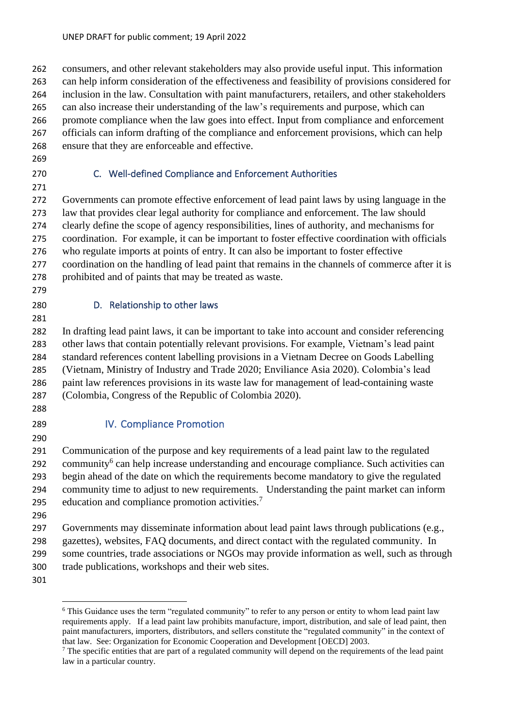consumers, and other relevant stakeholders may also provide useful input. This information can help inform consideration of the effectiveness and feasibility of provisions considered for inclusion in the law. Consultation with paint manufacturers, retailers, and other stakeholders can also increase their understanding of the law's requirements and purpose, which can promote compliance when the law goes into effect. Input from compliance and enforcement officials can inform drafting of the compliance and enforcement provisions, which can help ensure that they are enforceable and effective.

### C. Well-defined Compliance and Enforcement Authorities

Governments can promote effective enforcement of lead paint laws by using language in the law that provides clear legal authority for compliance and enforcement. The law should clearly define the scope of agency responsibilities, lines of authority, and mechanisms for coordination. For example, it can be important to foster effective coordination with officials who regulate imports at points of entry. It can also be important to foster effective coordination on the handling of lead paint that remains in the channels of commerce after it is prohibited and of paints that may be treated as waste.

### D. Relationship to other laws

In drafting lead paint laws, it can be important to take into account and consider referencing other laws that contain potentially relevant provisions. For example, Vietnam's lead paint standard references content labelling provisions in a Vietnam Decree on Goods Labelling (Vietnam, Ministry of Industry and Trade 2020; Enviliance Asia 2020). Colombia's lead paint law references provisions in its waste law for management of lead-containing waste (Colombia, Congress of the Republic of Colombia 2020).

## IV. Compliance Promotion

Communication of the purpose and key requirements of a lead paint law to the regulated community[6] can help increase understanding and encourage compliance. Such activities can begin ahead of the date on which the requirements become mandatory to give the regulated community time to adjust to new requirements. Understanding the paint market can inform education and compliance promotion activities.[7]

Governments may disseminate information about lead paint laws through publications (e.g., gazettes), websites, FAQ documents, and direct contact with the regulated community. In some countries, trade associations or NGOs may provide information as well, such as through trade publications, workshops and their web sites.

---

[6] This Guidance uses the term "regulated community" to refer to any person or entity to whom lead paint law requirements apply. If a lead paint law prohibits manufacture, import, distribution, and sale of lead paint, then paint manufacturers, importers, distributors, and sellers constitute the "regulated community" in the context of that law. See: Organization for Economic Cooperation and Development [OECD] 2003.

[7] The specific entities that are part of a regulated community will depend on the requirements of the lead paint law in a particular country.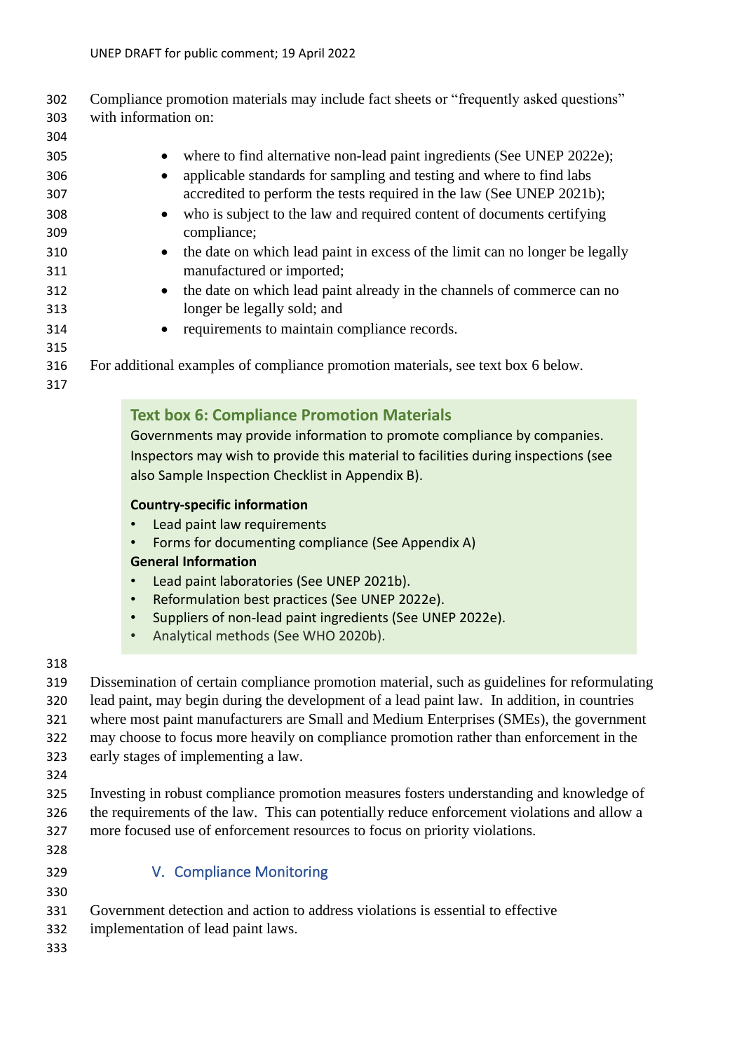Compliance promotion materials may include fact sheets or "frequently asked questions" with information on:

- where to find alternative non-lead paint ingredients (See UNEP 2022e);
- applicable standards for sampling and testing and where to find labs accredited to perform the tests required in the law (See UNEP 2021b);
- who is subject to the law and required content of documents certifying compliance;
- the date on which lead paint in excess of the limit can no longer be legally manufactured or imported;
- the date on which lead paint already in the channels of commerce can no longer be legally sold; and
- requirements to maintain compliance records.

For additional examples of compliance promotion materials, see text box 6 below.

> **Text box 6: Compliance Promotion Materials**
>
> Governments may provide information to promote compliance by companies. Inspectors may wish to provide this material to facilities during inspections (see also Sample Inspection Checklist in Appendix B).
>
> **Country-specific information**
>
> - Lead paint law requirements
> - Forms for documenting compliance (See Appendix A)
>
> **General Information**
>
> - Lead paint laboratories (See UNEP 2021b).
> - Reformulation best practices (See UNEP 2022e).
> - Suppliers of non-lead paint ingredients (See UNEP 2022e).
> - Analytical methods (See WHO 2020b).

Dissemination of certain compliance promotion material, such as guidelines for reformulating lead paint, may begin during the development of a lead paint law. In addition, in countries where most paint manufacturers are Small and Medium Enterprises (SMEs), the government may choose to focus more heavily on compliance promotion rather than enforcement in the early stages of implementing a law.

Investing in robust compliance promotion measures fosters understanding and knowledge of the requirements of the law. This can potentially reduce enforcement violations and allow a more focused use of enforcement resources to focus on priority violations.

## V. Compliance Monitoring

Government detection and action to address violations is essential to effective implementation of lead paint laws.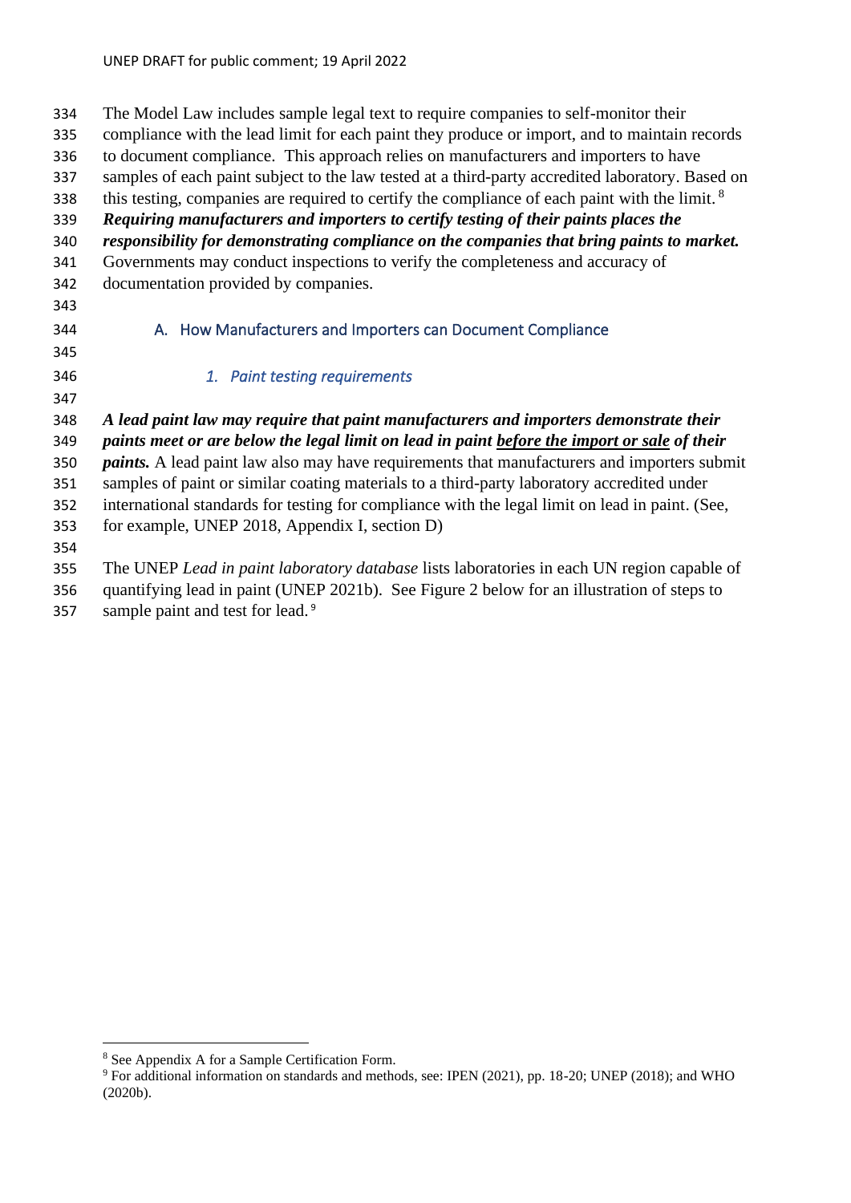The Model Law includes sample legal text to require companies to self-monitor their compliance with the lead limit for each paint they produce or import, and to maintain records to document compliance. This approach relies on manufacturers and importers to have samples of each paint subject to the law tested at a third-party accredited laboratory. Based on this testing, companies are required to certify the compliance of each paint with the limit.[8] ***Requiring manufacturers and importers to certify testing of their paints places the responsibility for demonstrating compliance on the companies that bring paints to market.*** Governments may conduct inspections to verify the completeness and accuracy of documentation provided by companies.

## A. How Manufacturers and Importers can Document Compliance

### *1. Paint testing requirements*

***A lead paint law may require that paint manufacturers and importers demonstrate their paints meet or are below the legal limit on lead in paint <u>before the import or sale</u> of their paints.*** A lead paint law also may have requirements that manufacturers and importers submit samples of paint or similar coating materials to a third-party laboratory accredited under international standards for testing for compliance with the legal limit on lead in paint. (See, for example, UNEP 2018, Appendix I, section D)

The UNEP *Lead in paint laboratory database* lists laboratories in each UN region capable of quantifying lead in paint (UNEP 2021b). See Figure 2 below for an illustration of steps to sample paint and test for lead.[9]

---

[8] See Appendix A for a Sample Certification Form.

[9] For additional information on standards and methods, see: IPEN (2021), pp. 18-20; UNEP (2018); and WHO (2020b).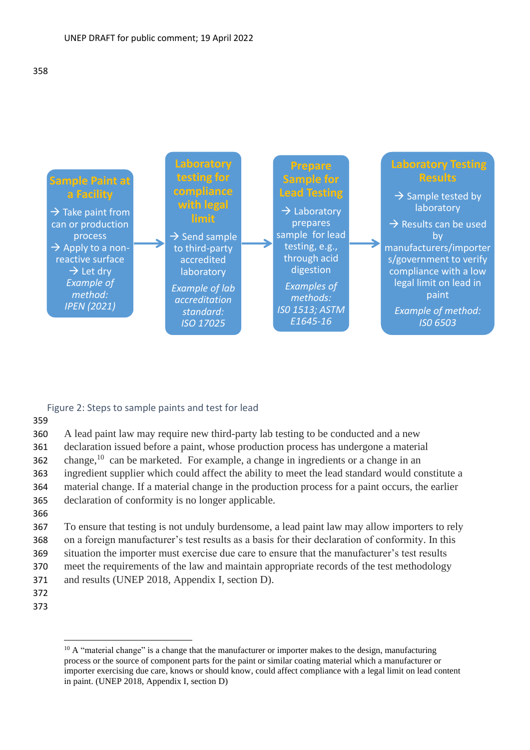**Sample Paint at a Facility**

→ Take paint from can or production process
→ Apply to a non-reactive surface
→ Let dry

*Example of method: IPEN (2021)*

**Laboratory testing for compliance with legal limit**

→ Send sample to third-party accredited laboratory

*Example of lab accreditation standard: ISO 17025*

**Prepare Sample for Lead Testing**

→ Laboratory prepares sample for lead testing, e.g., through acid digestion

*Examples of methods: ISO 1513; ASTM E1645-16*

**Laboratory Testing Results**

→ Sample tested by laboratory

→ Results can be used by manufacturers/importers/government to verify compliance with a low legal limit on lead in paint

*Example of method: ISO 6503*

Figure 2: Steps to sample paints and test for lead

A lead paint law may require new third-party lab testing to be conducted and a new declaration issued before a paint, whose production process has undergone a material change,[10] can be marketed. For example, a change in ingredients or a change in an ingredient supplier which could affect the ability to meet the lead standard would constitute a material change. If a material change in the production process for a paint occurs, the earlier declaration of conformity is no longer applicable.

To ensure that testing is not unduly burdensome, a lead paint law may allow importers to rely on a foreign manufacturer's test results as a basis for their declaration of conformity. In this situation the importer must exercise due care to ensure that the manufacturer's test results meet the requirements of the law and maintain appropriate records of the test methodology and results (UNEP 2018, Appendix I, section D).

---

[10] A "material change" is a change that the manufacturer or importer makes to the design, manufacturing process or the source of component parts for the paint or similar coating material which a manufacturer or importer exercising due care, knows or should know, could affect compliance with a legal limit on lead content in paint. (UNEP 2018, Appendix I, section D)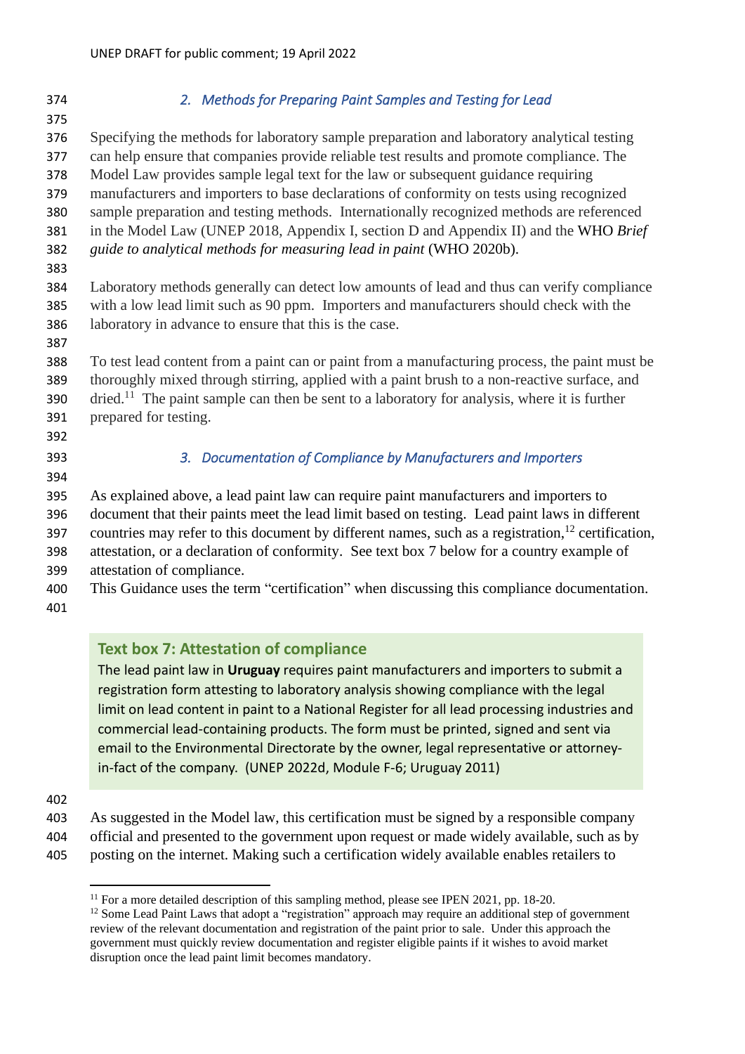### 2. *Methods for Preparing Paint Samples and Testing for Lead*

Specifying the methods for laboratory sample preparation and laboratory analytical testing can help ensure that companies provide reliable test results and promote compliance. The Model Law provides sample legal text for the law or subsequent guidance requiring manufacturers and importers to base declarations of conformity on tests using recognized sample preparation and testing methods. Internationally recognized methods are referenced in the Model Law (UNEP 2018, Appendix I, section D and Appendix II) and the WHO *Brief guide to analytical methods for measuring lead in paint* (WHO 2020b).

Laboratory methods generally can detect low amounts of lead and thus can verify compliance with a low lead limit such as 90 ppm. Importers and manufacturers should check with the laboratory in advance to ensure that this is the case.

To test lead content from a paint can or paint from a manufacturing process, the paint must be thoroughly mixed through stirring, applied with a paint brush to a non-reactive surface, and dried.[11] The paint sample can then be sent to a laboratory for analysis, where it is further prepared for testing.

### 3. *Documentation of Compliance by Manufacturers and Importers*

As explained above, a lead paint law can require paint manufacturers and importers to document that their paints meet the lead limit based on testing. Lead paint laws in different countries may refer to this document by different names, such as a registration,[12] certification, attestation, or a declaration of conformity. See text box 7 below for a country example of attestation of compliance.

This Guidance uses the term "certification" when discussing this compliance documentation.

> **Text box 7: Attestation of compliance**
>
> The lead paint law in **Uruguay** requires paint manufacturers and importers to submit a registration form attesting to laboratory analysis showing compliance with the legal limit on lead content in paint to a National Register for all lead processing industries and commercial lead-containing products. The form must be printed, signed and sent via email to the Environmental Directorate by the owner, legal representative or attorney-in-fact of the company. (UNEP 2022d, Module F-6; Uruguay 2011)

As suggested in the Model law, this certification must be signed by a responsible company official and presented to the government upon request or made widely available, such as by posting on the internet. Making such a certification widely available enables retailers to

---

[11] For a more detailed description of this sampling method, please see IPEN 2021, pp. 18-20.

[12] Some Lead Paint Laws that adopt a "registration" approach may require an additional step of government review of the relevant documentation and registration of the paint prior to sale. Under this approach the government must quickly review documentation and register eligible paints if it wishes to avoid market disruption once the lead paint limit becomes mandatory.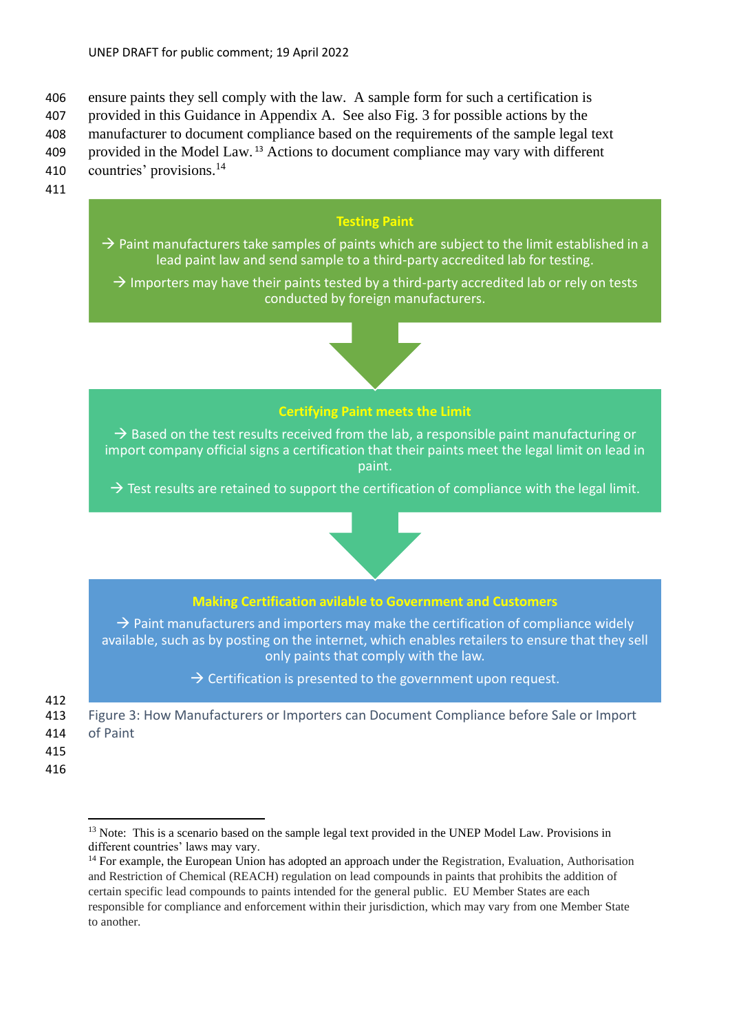ensure paints they sell comply with the law. A sample form for such a certification is provided in this Guidance in Appendix A. See also Fig. 3 for possible actions by the manufacturer to document compliance based on the requirements of the sample legal text provided in the Model Law.[13] Actions to document compliance may vary with different countries' provisions.[14]

**Testing Paint**

→ Paint manufacturers take samples of paints which are subject to the limit established in a lead paint law and send sample to a third-party accredited lab for testing.

→ Importers may have their paints tested by a third-party accredited lab or rely on tests conducted by foreign manufacturers.

**Certifying Paint meets the Limit**

→ Based on the test results received from the lab, a responsible paint manufacturing or import company official signs a certification that their paints meet the legal limit on lead in paint.

→ Test results are retained to support the certification of compliance with the legal limit.

**Making Certification avilable to Government and Customers**

→ Paint manufacturers and importers may make the certification of compliance widely available, such as by posting on the internet, which enables retailers to ensure that they sell only paints that comply with the law.

→ Certification is presented to the government upon request.

Figure 3: How Manufacturers or Importers can Document Compliance before Sale or Import of Paint

---

[13] Note: This is a scenario based on the sample legal text provided in the UNEP Model Law. Provisions in different countries' laws may vary.

[14] For example, the European Union has adopted an approach under the Registration, Evaluation, Authorisation and Restriction of Chemical (REACH) regulation on lead compounds in paints that prohibits the addition of certain specific lead compounds to paints intended for the general public. EU Member States are each responsible for compliance and enforcement within their jurisdiction, which may vary from one Member State to another.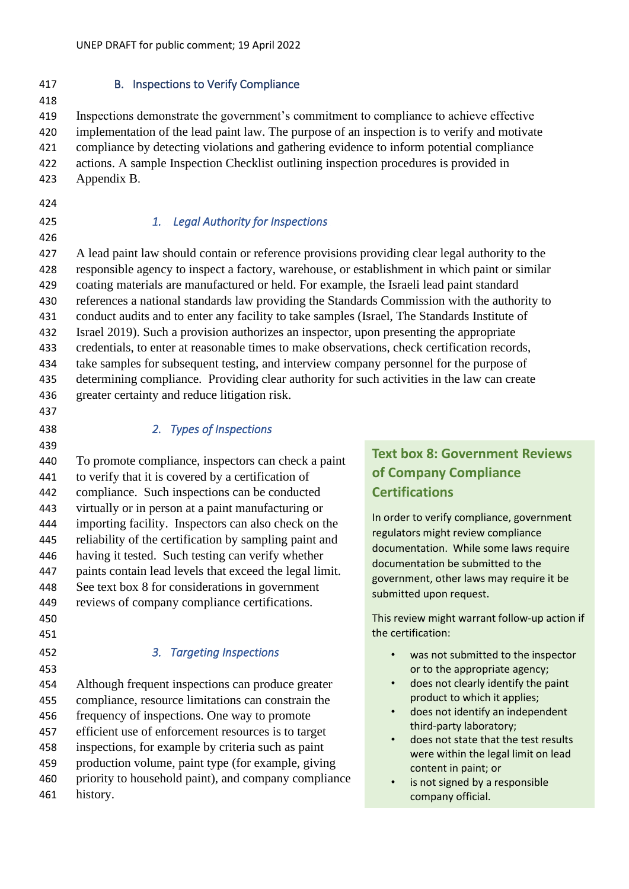## B. Inspections to Verify Compliance

Inspections demonstrate the government's commitment to compliance to achieve effective implementation of the lead paint law. The purpose of an inspection is to verify and motivate compliance by detecting violations and gathering evidence to inform potential compliance actions. A sample Inspection Checklist outlining inspection procedures is provided in Appendix B.

### *1. Legal Authority for Inspections*

A lead paint law should contain or reference provisions providing clear legal authority to the responsible agency to inspect a factory, warehouse, or establishment in which paint or similar coating materials are manufactured or held. For example, the Israeli lead paint standard references a national standards law providing the Standards Commission with the authority to conduct audits and to enter any facility to take samples (Israel, The Standards Institute of Israel 2019). Such a provision authorizes an inspector, upon presenting the appropriate credentials, to enter at reasonable times to make observations, check certification records, take samples for subsequent testing, and interview company personnel for the purpose of determining compliance. Providing clear authority for such activities in the law can create greater certainty and reduce litigation risk.

### *2. Types of Inspections*

To promote compliance, inspectors can check a paint to verify that it is covered by a certification of compliance. Such inspections can be conducted virtually or in person at a paint manufacturing or importing facility. Inspectors can also check on the reliability of the certification by sampling paint and having it tested. Such testing can verify whether paints contain lead levels that exceed the legal limit. See text box 8 for considerations in government reviews of company compliance certifications.

### *3. Targeting Inspections*

Although frequent inspections can produce greater compliance, resource limitations can constrain the frequency of inspections. One way to promote efficient use of enforcement resources is to target inspections, for example by criteria such as paint production volume, paint type (for example, giving priority to household paint), and company compliance history.

**Text box 8: Government Reviews of Company Compliance Certifications**

In order to verify compliance, government regulators might review compliance documentation. While some laws require documentation be submitted to the government, other laws may require it be submitted upon request.

This review might warrant follow-up action if the certification:

- was not submitted to the inspector or to the appropriate agency;
- does not clearly identify the paint product to which it applies;
- does not identify an independent third-party laboratory;
- does not state that the test results were within the legal limit on lead content in paint; or
- is not signed by a responsible company official.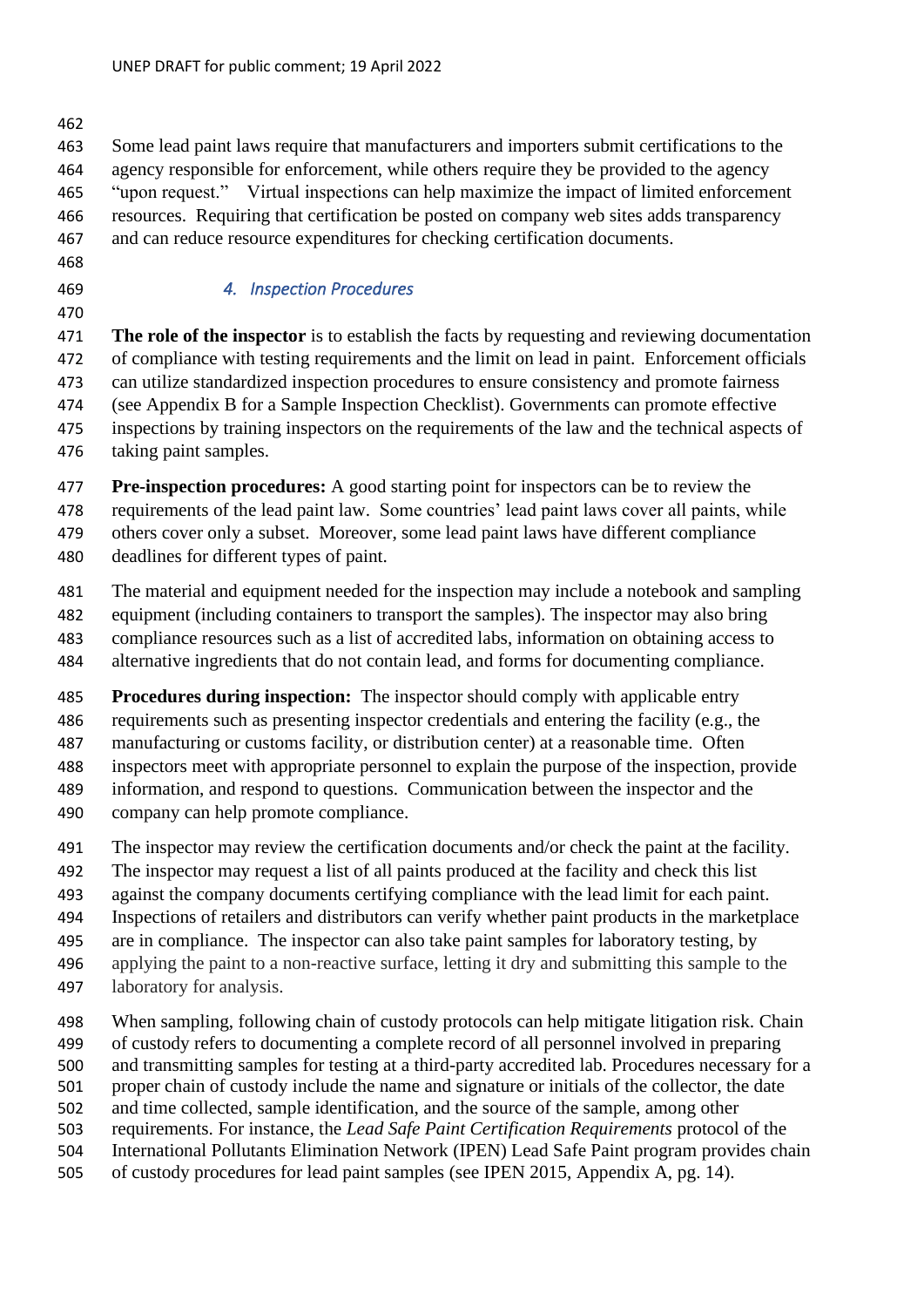Some lead paint laws require that manufacturers and importers submit certifications to the agency responsible for enforcement, while others require they be provided to the agency "upon request." Virtual inspections can help maximize the impact of limited enforcement resources. Requiring that certification be posted on company web sites adds transparency and can reduce resource expenditures for checking certification documents.

### *4. Inspection Procedures*

**The role of the inspector** is to establish the facts by requesting and reviewing documentation of compliance with testing requirements and the limit on lead in paint. Enforcement officials can utilize standardized inspection procedures to ensure consistency and promote fairness (see Appendix B for a Sample Inspection Checklist). Governments can promote effective inspections by training inspectors on the requirements of the law and the technical aspects of taking paint samples.

**Pre-inspection procedures:** A good starting point for inspectors can be to review the requirements of the lead paint law. Some countries' lead paint laws cover all paints, while others cover only a subset. Moreover, some lead paint laws have different compliance deadlines for different types of paint.

The material and equipment needed for the inspection may include a notebook and sampling equipment (including containers to transport the samples). The inspector may also bring compliance resources such as a list of accredited labs, information on obtaining access to alternative ingredients that do not contain lead, and forms for documenting compliance.

**Procedures during inspection:** The inspector should comply with applicable entry requirements such as presenting inspector credentials and entering the facility (e.g., the manufacturing or customs facility, or distribution center) at a reasonable time. Often inspectors meet with appropriate personnel to explain the purpose of the inspection, provide information, and respond to questions. Communication between the inspector and the company can help promote compliance.

The inspector may review the certification documents and/or check the paint at the facility. The inspector may request a list of all paints produced at the facility and check this list against the company documents certifying compliance with the lead limit for each paint. Inspections of retailers and distributors can verify whether paint products in the marketplace are in compliance. The inspector can also take paint samples for laboratory testing, by applying the paint to a non-reactive surface, letting it dry and submitting this sample to the laboratory for analysis.

When sampling, following chain of custody protocols can help mitigate litigation risk. Chain of custody refers to documenting a complete record of all personnel involved in preparing and transmitting samples for testing at a third-party accredited lab. Procedures necessary for a proper chain of custody include the name and signature or initials of the collector, the date and time collected, sample identification, and the source of the sample, among other requirements. For instance, the *Lead Safe Paint Certification Requirements* protocol of the International Pollutants Elimination Network (IPEN) Lead Safe Paint program provides chain of custody procedures for lead paint samples (see IPEN 2015, Appendix A, pg. 14).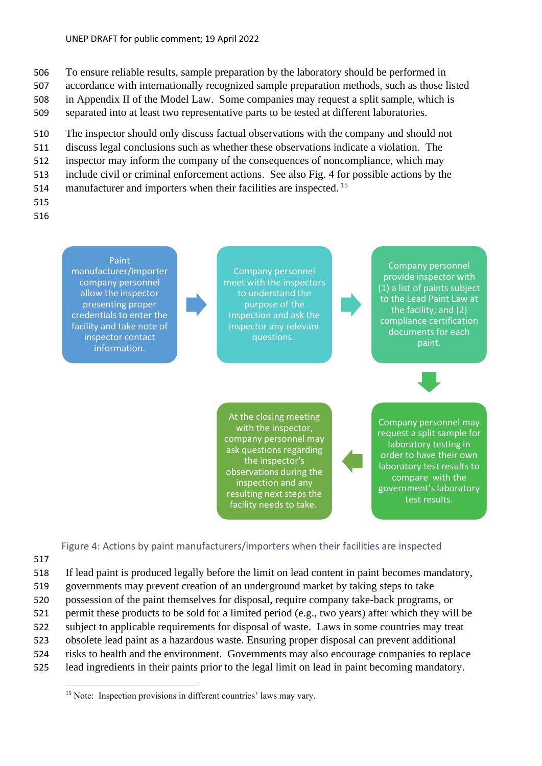To ensure reliable results, sample preparation by the laboratory should be performed in accordance with internationally recognized sample preparation methods, such as those listed in Appendix II of the Model Law. Some companies may request a split sample, which is separated into at least two representative parts to be tested at different laboratories.

The inspector should only discuss factual observations with the company and should not discuss legal conclusions such as whether these observations indicate a violation. The inspector may inform the company of the consequences of noncompliance, which may include civil or criminal enforcement actions. See also Fig. 4 for possible actions by the manufacturer and importers when their facilities are inspected. [15]

1. Paint manufacturer/importer company personnel allow the inspector presenting proper credentials to enter the facility and take note of inspector contact information.
2. Company personnel meet with the inspectors to understand the purpose of the inspection and ask the inspector any relevant questions.
3. Company personnel provide inspector with (1) a list of paints subject to the Lead Paint Law at the facility; and (2) compliance certification documents for each paint.
4. Company personnel may request a split sample for laboratory testing in order to have their own laboratory test results to compare with the government's laboratory test results.
5. At the closing meeting with the inspector, company personnel may ask questions regarding the inspector's observations during the inspection and any resulting next steps the facility needs to take.

Figure 4: Actions by paint manufacturers/importers when their facilities are inspected

If lead paint is produced legally before the limit on lead content in paint becomes mandatory, governments may prevent creation of an underground market by taking steps to take possession of the paint themselves for disposal, require company take-back programs, or permit these products to be sold for a limited period (e.g., two years) after which they will be subject to applicable requirements for disposal of waste. Laws in some countries may treat obsolete lead paint as a hazardous waste. Ensuring proper disposal can prevent additional risks to health and the environment. Governments may also encourage companies to replace lead ingredients in their paints prior to the legal limit on lead in paint becoming mandatory.

[15] Note: Inspection provisions in different countries' laws may vary.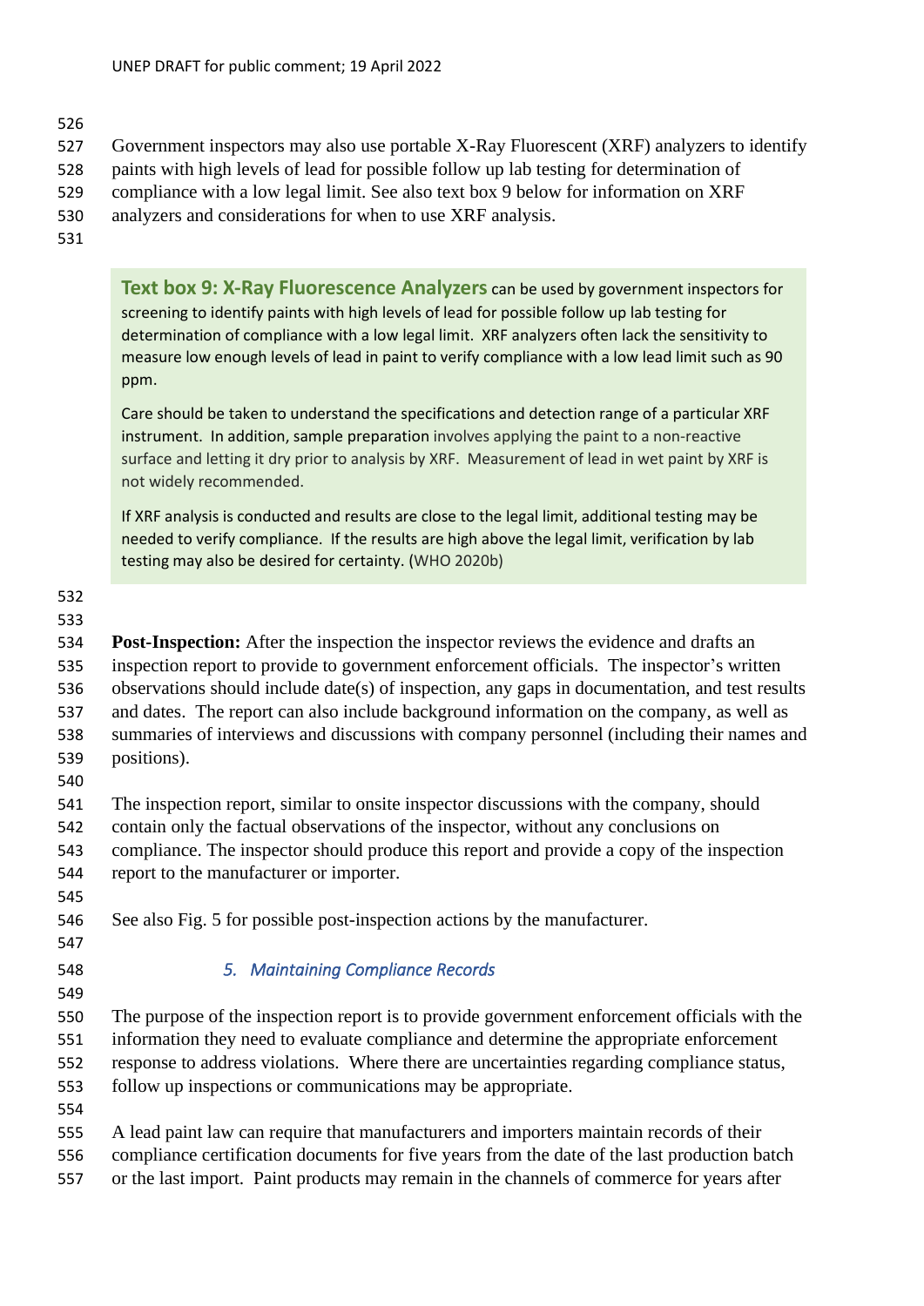Government inspectors may also use portable X-Ray Fluorescent (XRF) analyzers to identify paints with high levels of lead for possible follow up lab testing for determination of compliance with a low legal limit. See also text box 9 below for information on XRF analyzers and considerations for when to use XRF analysis.

> **Text box 9: X-Ray Fluorescence Analyzers** can be used by government inspectors for screening to identify paints with high levels of lead for possible follow up lab testing for determination of compliance with a low legal limit. XRF analyzers often lack the sensitivity to measure low enough levels of lead in paint to verify compliance with a low lead limit such as 90 ppm.
>
> Care should be taken to understand the specifications and detection range of a particular XRF instrument. In addition, sample preparation involves applying the paint to a non-reactive surface and letting it dry prior to analysis by XRF. Measurement of lead in wet paint by XRF is not widely recommended.
>
> If XRF analysis is conducted and results are close to the legal limit, additional testing may be needed to verify compliance. If the results are high above the legal limit, verification by lab testing may also be desired for certainty. (WHO 2020b)

**Post-Inspection:** After the inspection the inspector reviews the evidence and drafts an inspection report to provide to government enforcement officials. The inspector's written observations should include date(s) of inspection, any gaps in documentation, and test results and dates. The report can also include background information on the company, as well as summaries of interviews and discussions with company personnel (including their names and positions).

The inspection report, similar to onsite inspector discussions with the company, should contain only the factual observations of the inspector, without any conclusions on compliance. The inspector should produce this report and provide a copy of the inspection report to the manufacturer or importer.

See also Fig. 5 for possible post-inspection actions by the manufacturer.

### *5. Maintaining Compliance Records*

The purpose of the inspection report is to provide government enforcement officials with the information they need to evaluate compliance and determine the appropriate enforcement response to address violations. Where there are uncertainties regarding compliance status, follow up inspections or communications may be appropriate.

A lead paint law can require that manufacturers and importers maintain records of their compliance certification documents for five years from the date of the last production batch or the last import. Paint products may remain in the channels of commerce for years after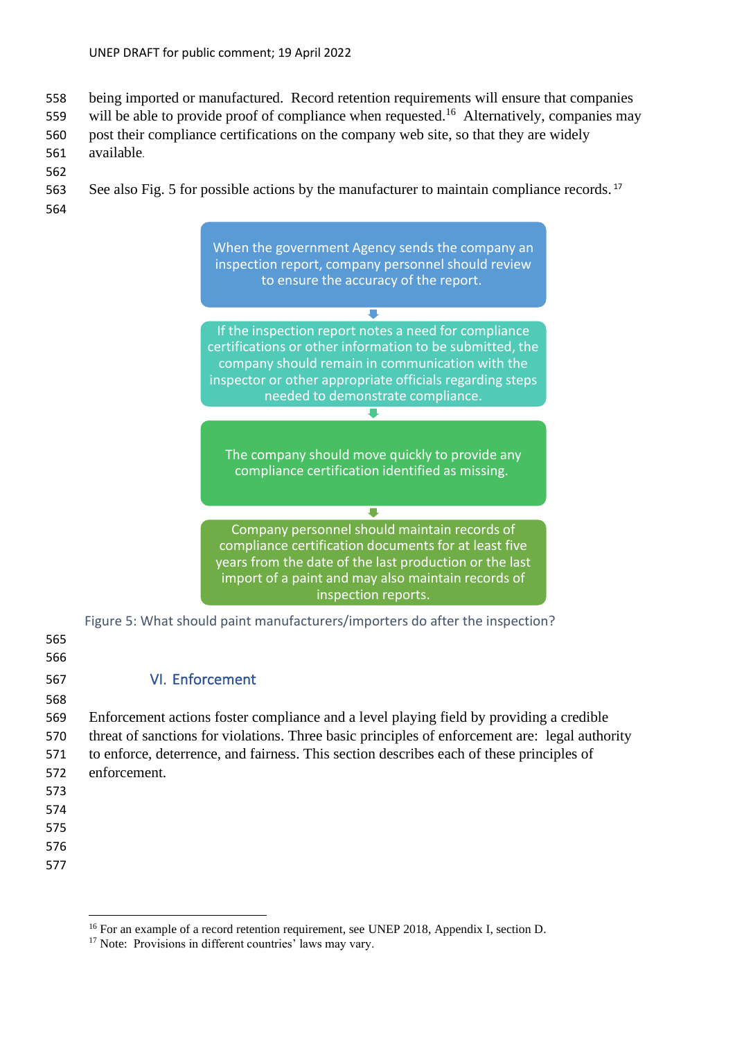being imported or manufactured. Record retention requirements will ensure that companies will be able to provide proof of compliance when requested.[16] Alternatively, companies may post their compliance certifications on the company web site, so that they are widely available.

See also Fig. 5 for possible actions by the manufacturer to maintain compliance records.[17]

When the government Agency sends the company an inspection report, company personnel should review to ensure the accuracy of the report.

↓

If the inspection report notes a need for compliance certifications or other information to be submitted, the company should remain in communication with the inspector or other appropriate officials regarding steps needed to demonstrate compliance.

↓

The company should move quickly to provide any compliance certification identified as missing.

↓

Company personnel should maintain records of compliance certification documents for at least five years from the date of the last production or the last import of a paint and may also maintain records of inspection reports.

Figure 5: What should paint manufacturers/importers do after the inspection?

## VI. Enforcement

Enforcement actions foster compliance and a level playing field by providing a credible threat of sanctions for violations. Three basic principles of enforcement are: legal authority to enforce, deterrence, and fairness. This section describes each of these principles of enforcement.

---

[16] For an example of a record retention requirement, see UNEP 2018, Appendix I, section D.

[17] Note: Provisions in different countries' laws may vary.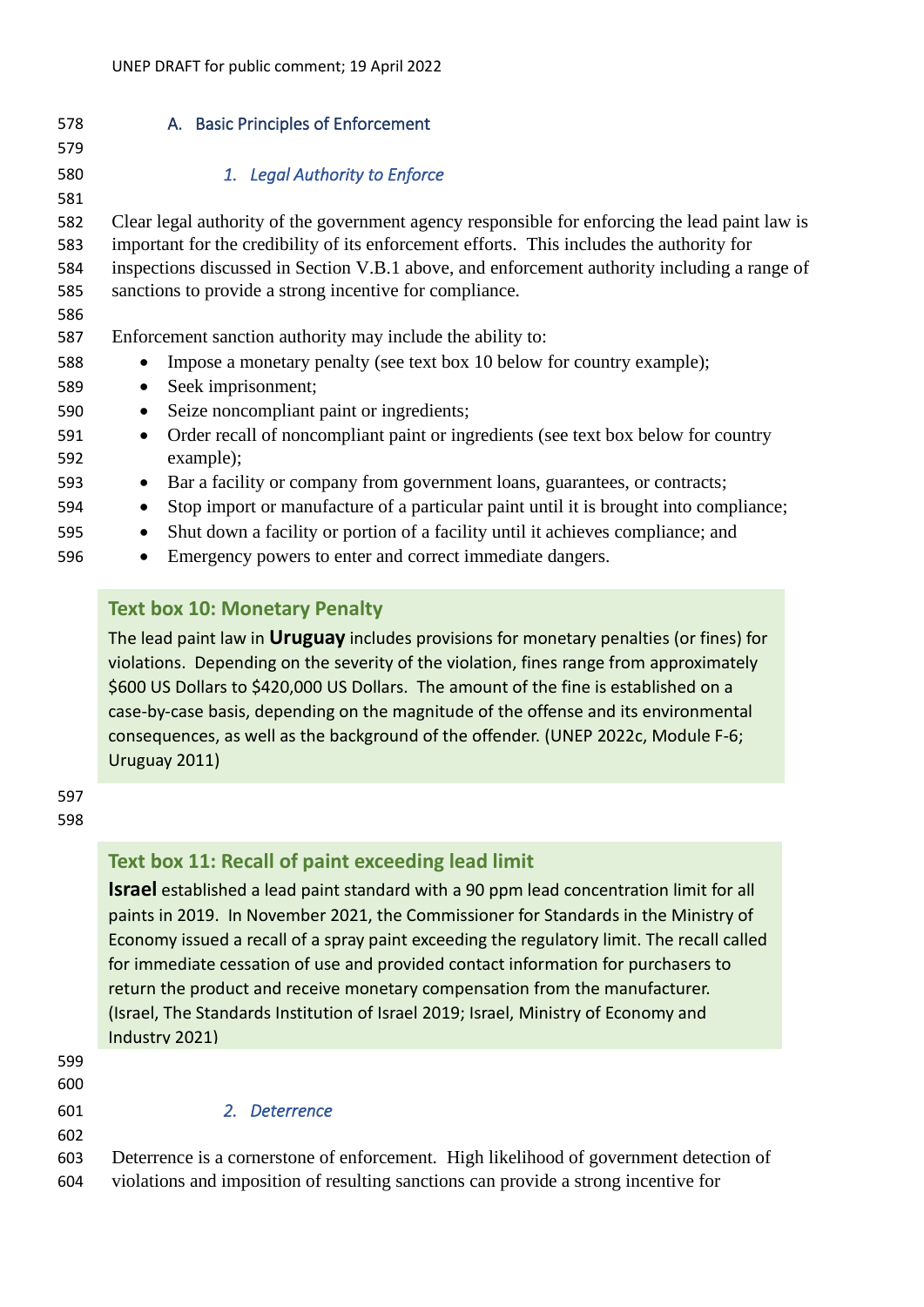## A. Basic Principles of Enforcement

### *1. Legal Authority to Enforce*

Clear legal authority of the government agency responsible for enforcing the lead paint law is important for the credibility of its enforcement efforts. This includes the authority for inspections discussed in Section V.B.1 above, and enforcement authority including a range of sanctions to provide a strong incentive for compliance.

Enforcement sanction authority may include the ability to:

- Impose a monetary penalty (see text box 10 below for country example);
- Seek imprisonment;
- Seize noncompliant paint or ingredients;
- Order recall of noncompliant paint or ingredients (see text box below for country example);
- Bar a facility or company from government loans, guarantees, or contracts;
- Stop import or manufacture of a particular paint until it is brought into compliance;
- Shut down a facility or portion of a facility until it achieves compliance; and
- Emergency powers to enter and correct immediate dangers.

> **Text box 10: Monetary Penalty**
>
> The lead paint law in **Uruguay** includes provisions for monetary penalties (or fines) for violations. Depending on the severity of the violation, fines range from approximately $600 US Dollars to $420,000 US Dollars. The amount of the fine is established on a case-by-case basis, depending on the magnitude of the offense and its environmental consequences, as well as the background of the offender. (UNEP 2022c, Module F-6; Uruguay 2011)

> **Text box 11: Recall of paint exceeding lead limit**
>
> **Israel** established a lead paint standard with a 90 ppm lead concentration limit for all paints in 2019. In November 2021, the Commissioner for Standards in the Ministry of Economy issued a recall of a spray paint exceeding the regulatory limit. The recall called for immediate cessation of use and provided contact information for purchasers to return the product and receive monetary compensation from the manufacturer. (Israel, The Standards Institution of Israel 2019; Israel, Ministry of Economy and Industry 2021)

### *2. Deterrence*

Deterrence is a cornerstone of enforcement. High likelihood of government detection of violations and imposition of resulting sanctions can provide a strong incentive for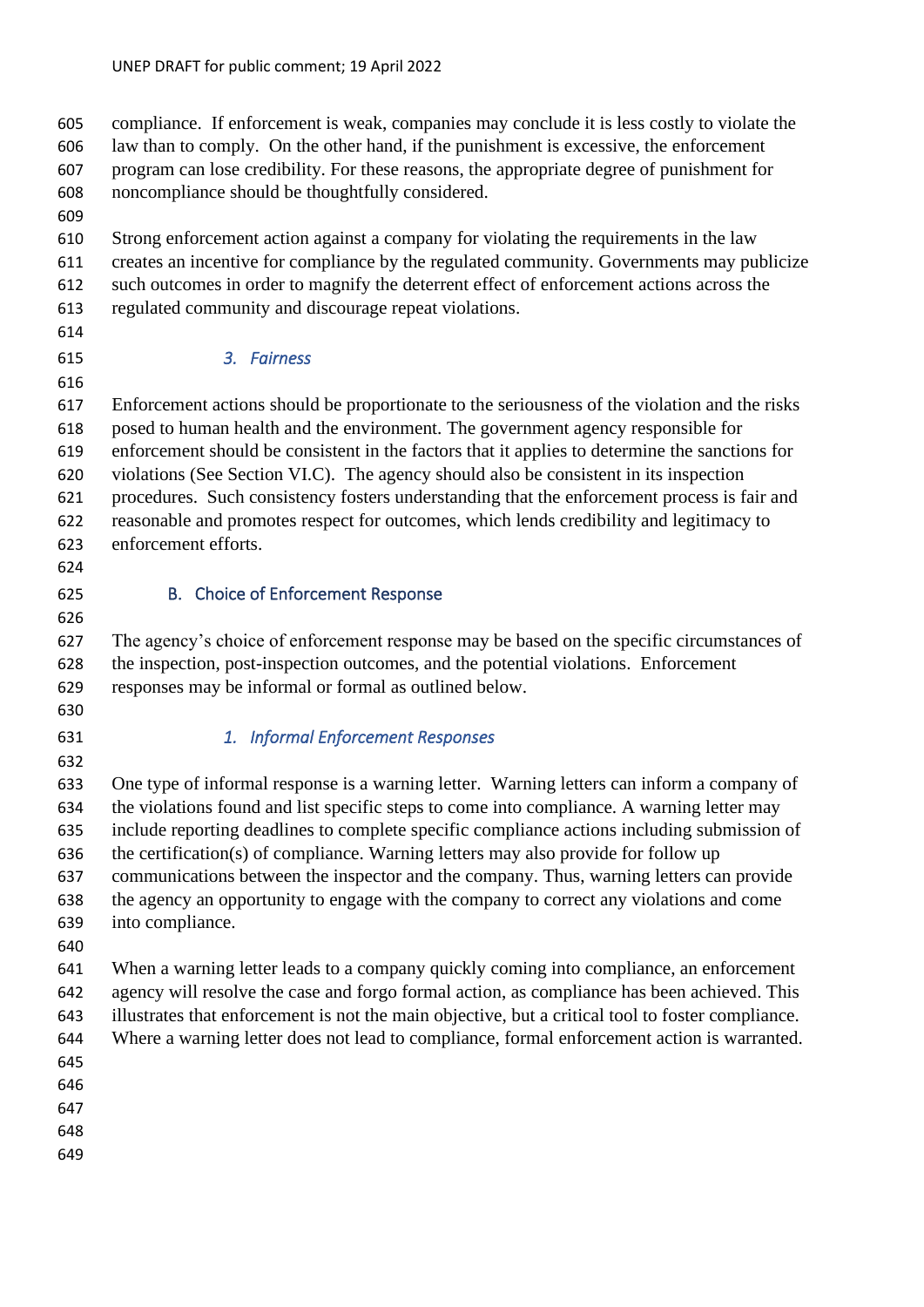compliance. If enforcement is weak, companies may conclude it is less costly to violate the law than to comply. On the other hand, if the punishment is excessive, the enforcement program can lose credibility. For these reasons, the appropriate degree of punishment for noncompliance should be thoughtfully considered.

Strong enforcement action against a company for violating the requirements in the law creates an incentive for compliance by the regulated community. Governments may publicize such outcomes in order to magnify the deterrent effect of enforcement actions across the regulated community and discourage repeat violations.

#### *3. Fairness*

Enforcement actions should be proportionate to the seriousness of the violation and the risks posed to human health and the environment. The government agency responsible for enforcement should be consistent in the factors that it applies to determine the sanctions for violations (See Section VI.C). The agency should also be consistent in its inspection procedures. Such consistency fosters understanding that the enforcement process is fair and reasonable and promotes respect for outcomes, which lends credibility and legitimacy to enforcement efforts.

### B. Choice of Enforcement Response

The agency's choice of enforcement response may be based on the specific circumstances of the inspection, post-inspection outcomes, and the potential violations. Enforcement responses may be informal or formal as outlined below.

#### *1. Informal Enforcement Responses*

One type of informal response is a warning letter. Warning letters can inform a company of the violations found and list specific steps to come into compliance. A warning letter may include reporting deadlines to complete specific compliance actions including submission of the certification(s) of compliance. Warning letters may also provide for follow up communications between the inspector and the company. Thus, warning letters can provide the agency an opportunity to engage with the company to correct any violations and come into compliance.

When a warning letter leads to a company quickly coming into compliance, an enforcement agency will resolve the case and forgo formal action, as compliance has been achieved. This illustrates that enforcement is not the main objective, but a critical tool to foster compliance. Where a warning letter does not lead to compliance, formal enforcement action is warranted.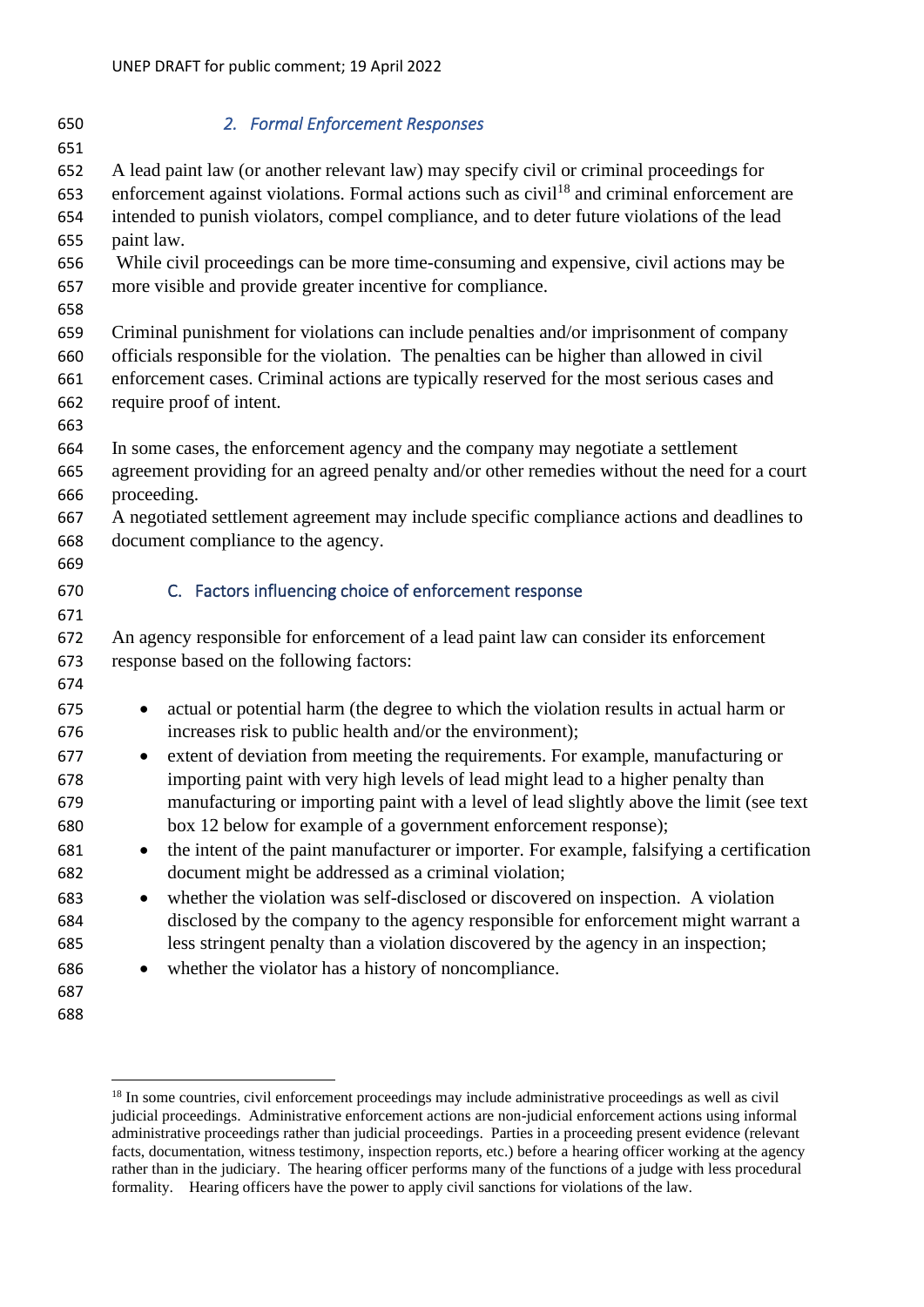### 2. *Formal Enforcement Responses*

A lead paint law (or another relevant law) may specify civil or criminal proceedings for enforcement against violations. Formal actions such as civil[18] and criminal enforcement are intended to punish violators, compel compliance, and to deter future violations of the lead paint law.

While civil proceedings can be more time-consuming and expensive, civil actions may be more visible and provide greater incentive for compliance.

Criminal punishment for violations can include penalties and/or imprisonment of company officials responsible for the violation. The penalties can be higher than allowed in civil enforcement cases. Criminal actions are typically reserved for the most serious cases and require proof of intent.

In some cases, the enforcement agency and the company may negotiate a settlement agreement providing for an agreed penalty and/or other remedies without the need for a court proceeding.

A negotiated settlement agreement may include specific compliance actions and deadlines to document compliance to the agency.

## C. Factors influencing choice of enforcement response

An agency responsible for enforcement of a lead paint law can consider its enforcement response based on the following factors:

- actual or potential harm (the degree to which the violation results in actual harm or increases risk to public health and/or the environment);
- extent of deviation from meeting the requirements. For example, manufacturing or importing paint with very high levels of lead might lead to a higher penalty than manufacturing or importing paint with a level of lead slightly above the limit (see text box 12 below for example of a government enforcement response);
- the intent of the paint manufacturer or importer. For example, falsifying a certification document might be addressed as a criminal violation;
- whether the violation was self-disclosed or discovered on inspection. A violation disclosed by the company to the agency responsible for enforcement might warrant a less stringent penalty than a violation discovered by the agency in an inspection;
- whether the violator has a history of noncompliance.

---

[18] In some countries, civil enforcement proceedings may include administrative proceedings as well as civil judicial proceedings. Administrative enforcement actions are non-judicial enforcement actions using informal administrative proceedings rather than judicial proceedings. Parties in a proceeding present evidence (relevant facts, documentation, witness testimony, inspection reports, etc.) before a hearing officer working at the agency rather than in the judiciary. The hearing officer performs many of the functions of a judge with less procedural formality. Hearing officers have the power to apply civil sanctions for violations of the law.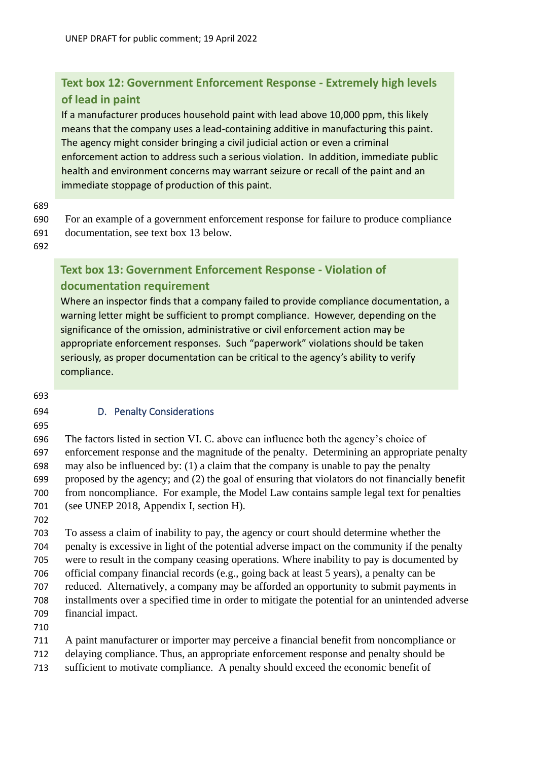**Text box 12: Government Enforcement Response - Extremely high levels of lead in paint**

If a manufacturer produces household paint with lead above 10,000 ppm, this likely means that the company uses a lead-containing additive in manufacturing this paint. The agency might consider bringing a civil judicial action or even a criminal enforcement action to address such a serious violation. In addition, immediate public health and environment concerns may warrant seizure or recall of the paint and an immediate stoppage of production of this paint.

For an example of a government enforcement response for failure to produce compliance documentation, see text box 13 below.

**Text box 13: Government Enforcement Response - Violation of documentation requirement**

Where an inspector finds that a company failed to provide compliance documentation, a warning letter might be sufficient to prompt compliance. However, depending on the significance of the omission, administrative or civil enforcement action may be appropriate enforcement responses. Such "paperwork" violations should be taken seriously, as proper documentation can be critical to the agency's ability to verify compliance.

### D. Penalty Considerations

The factors listed in section VI. C. above can influence both the agency's choice of enforcement response and the magnitude of the penalty. Determining an appropriate penalty may also be influenced by: (1) a claim that the company is unable to pay the penalty proposed by the agency; and (2) the goal of ensuring that violators do not financially benefit from noncompliance. For example, the Model Law contains sample legal text for penalties (see UNEP 2018, Appendix I, section H).

To assess a claim of inability to pay, the agency or court should determine whether the penalty is excessive in light of the potential adverse impact on the community if the penalty were to result in the company ceasing operations. Where inability to pay is documented by official company financial records (e.g., going back at least 5 years), a penalty can be reduced. Alternatively, a company may be afforded an opportunity to submit payments in installments over a specified time in order to mitigate the potential for an unintended adverse financial impact.

A paint manufacturer or importer may perceive a financial benefit from noncompliance or delaying compliance. Thus, an appropriate enforcement response and penalty should be sufficient to motivate compliance. A penalty should exceed the economic benefit of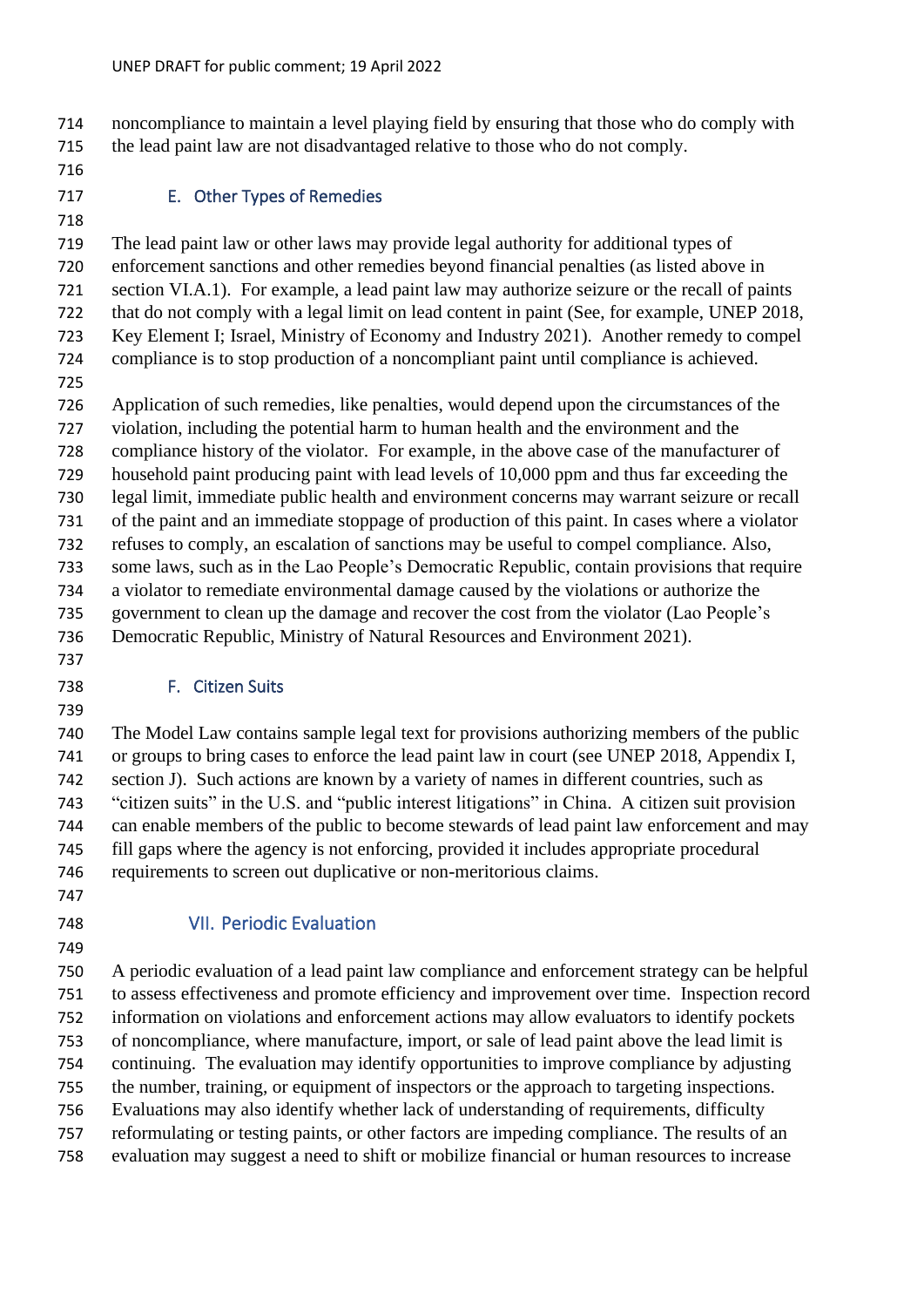noncompliance to maintain a level playing field by ensuring that those who do comply with the lead paint law are not disadvantaged relative to those who do not comply.

### E. Other Types of Remedies

The lead paint law or other laws may provide legal authority for additional types of enforcement sanctions and other remedies beyond financial penalties (as listed above in section VI.A.1). For example, a lead paint law may authorize seizure or the recall of paints that do not comply with a legal limit on lead content in paint (See, for example, UNEP 2018, Key Element I; Israel, Ministry of Economy and Industry 2021). Another remedy to compel compliance is to stop production of a noncompliant paint until compliance is achieved.

Application of such remedies, like penalties, would depend upon the circumstances of the violation, including the potential harm to human health and the environment and the compliance history of the violator. For example, in the above case of the manufacturer of household paint producing paint with lead levels of 10,000 ppm and thus far exceeding the legal limit, immediate public health and environment concerns may warrant seizure or recall of the paint and an immediate stoppage of production of this paint. In cases where a violator refuses to comply, an escalation of sanctions may be useful to compel compliance. Also, some laws, such as in the Lao People's Democratic Republic, contain provisions that require a violator to remediate environmental damage caused by the violations or authorize the government to clean up the damage and recover the cost from the violator (Lao People's Democratic Republic, Ministry of Natural Resources and Environment 2021).

### F. Citizen Suits

The Model Law contains sample legal text for provisions authorizing members of the public or groups to bring cases to enforce the lead paint law in court (see UNEP 2018, Appendix I, section J). Such actions are known by a variety of names in different countries, such as "citizen suits" in the U.S. and "public interest litigations" in China. A citizen suit provision can enable members of the public to become stewards of lead paint law enforcement and may fill gaps where the agency is not enforcing, provided it includes appropriate procedural requirements to screen out duplicative or non-meritorious claims.

## VII. Periodic Evaluation

A periodic evaluation of a lead paint law compliance and enforcement strategy can be helpful to assess effectiveness and promote efficiency and improvement over time. Inspection record information on violations and enforcement actions may allow evaluators to identify pockets of noncompliance, where manufacture, import, or sale of lead paint above the lead limit is continuing. The evaluation may identify opportunities to improve compliance by adjusting the number, training, or equipment of inspectors or the approach to targeting inspections. Evaluations may also identify whether lack of understanding of requirements, difficulty reformulating or testing paints, or other factors are impeding compliance. The results of an evaluation may suggest a need to shift or mobilize financial or human resources to increase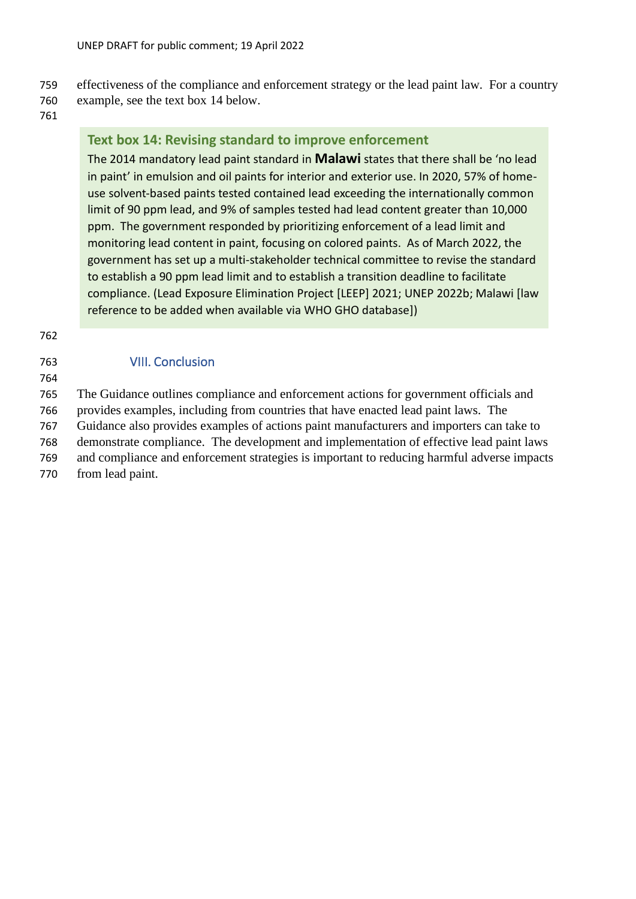effectiveness of the compliance and enforcement strategy or the lead paint law. For a country example, see the text box 14 below.

> **Text box 14: Revising standard to improve enforcement**
>
> The 2014 mandatory lead paint standard in **Malawi** states that there shall be 'no lead in paint' in emulsion and oil paints for interior and exterior use. In 2020, 57% of home-use solvent-based paints tested contained lead exceeding the internationally common limit of 90 ppm lead, and 9% of samples tested had lead content greater than 10,000 ppm. The government responded by prioritizing enforcement of a lead limit and monitoring lead content in paint, focusing on colored paints. As of March 2022, the government has set up a multi-stakeholder technical committee to revise the standard to establish a 90 ppm lead limit and to establish a transition deadline to facilitate compliance. (Lead Exposure Elimination Project [LEEP] 2021; UNEP 2022b; Malawi [law reference to be added when available via WHO GHO database])

## VIII. Conclusion

The Guidance outlines compliance and enforcement actions for government officials and provides examples, including from countries that have enacted lead paint laws. The Guidance also provides examples of actions paint manufacturers and importers can take to demonstrate compliance. The development and implementation of effective lead paint laws and compliance and enforcement strategies is important to reducing harmful adverse impacts from lead paint.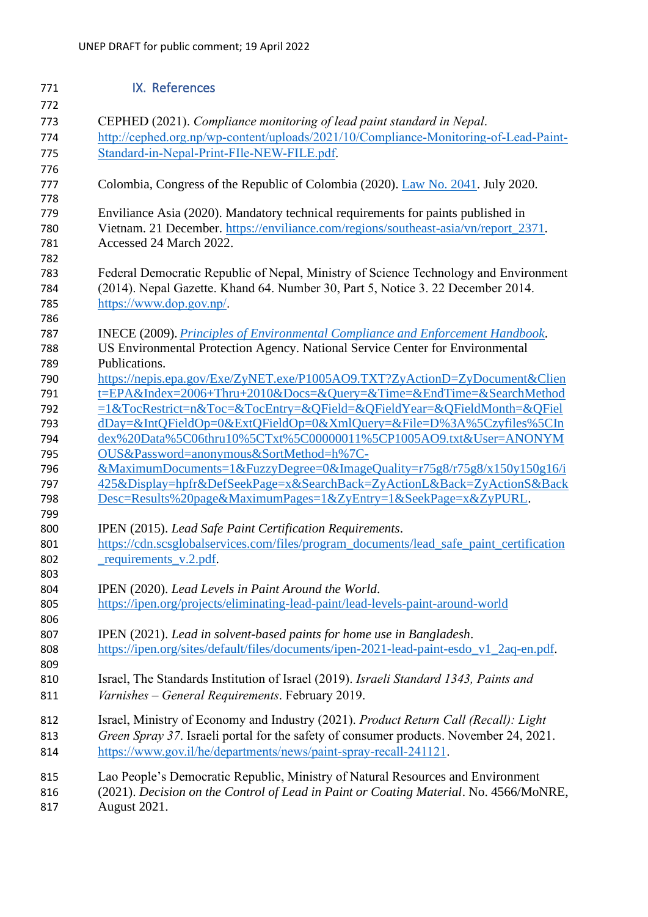## IX. References

CEPHED (2021). *Compliance monitoring of lead paint standard in Nepal*. http://cephed.org.np/wp-content/uploads/2021/10/Compliance-Monitoring-of-Lead-Paint-Standard-in-Nepal-Print-FIle-NEW-FILE.pdf.

Colombia, Congress of the Republic of Colombia (2020). Law No. 2041. July 2020.

Enviliance Asia (2020). Mandatory technical requirements for paints published in Vietnam. 21 December. https://enviliance.com/regions/southeast-asia/vn/report_2371. Accessed 24 March 2022.

Federal Democratic Republic of Nepal, Ministry of Science Technology and Environment (2014). Nepal Gazette. Khand 64. Number 30, Part 5, Notice 3. 22 December 2014. https://www.dop.gov.np/.

INECE (2009). *Principles of Environmental Compliance and Enforcement Handbook*. US Environmental Protection Agency. National Service Center for Environmental Publications. https://nepis.epa.gov/Exe/ZyNET.exe/P1005AO9.TXT?ZyActionD=ZyDocument&Client=EPA&Index=2006+Thru+2010&Docs=&Query=&Time=&EndTime=&SearchMethod=1&TocRestrict=n&Toc=&TocEntry=&QField=&QFieldYear=&QFieldMonth=&QFieldDay=&IntQFieldOp=0&ExtQFieldOp=0&XmlQuery=&File=D%3A%5Czyfiles%5CIndex%20Data%5C06thru10%5CTxt%5C00000011%5CP1005AO9.txt&User=ANONYMOUS&Password=anonymous&SortMethod=h%7C-&MaximumDocuments=1&FuzzyDegree=0&ImageQuality=r75g8/r75g8/x150y150g16/i425&Display=hpfr&DefSeekPage=x&SearchBack=ZyActionL&Back=ZyActionS&BackDesc=Results%20page&MaximumPages=1&ZyEntry=1&SeekPage=x&ZyPURL.

IPEN (2015). *Lead Safe Paint Certification Requirements*. https://cdn.scsglobalservices.com/files/program_documents/lead_safe_paint_certification_requirements_v.2.pdf.

IPEN (2020). *Lead Levels in Paint Around the World*. https://ipen.org/projects/eliminating-lead-paint/lead-levels-paint-around-world

IPEN (2021). *Lead in solvent-based paints for home use in Bangladesh*. https://ipen.org/sites/default/files/documents/ipen-2021-lead-paint-esdo_v1_2aq-en.pdf.

Israel, The Standards Institution of Israel (2019). *Israeli Standard 1343, Paints and Varnishes – General Requirements*. February 2019.

Israel, Ministry of Economy and Industry (2021). *Product Return Call (Recall): Light Green Spray 37*. Israeli portal for the safety of consumer products. November 24, 2021. https://www.gov.il/he/departments/news/paint-spray-recall-241121.

Lao People's Democratic Republic, Ministry of Natural Resources and Environment (2021). *Decision on the Control of Lead in Paint or Coating Material*. No. 4566/MoNRE, August 2021.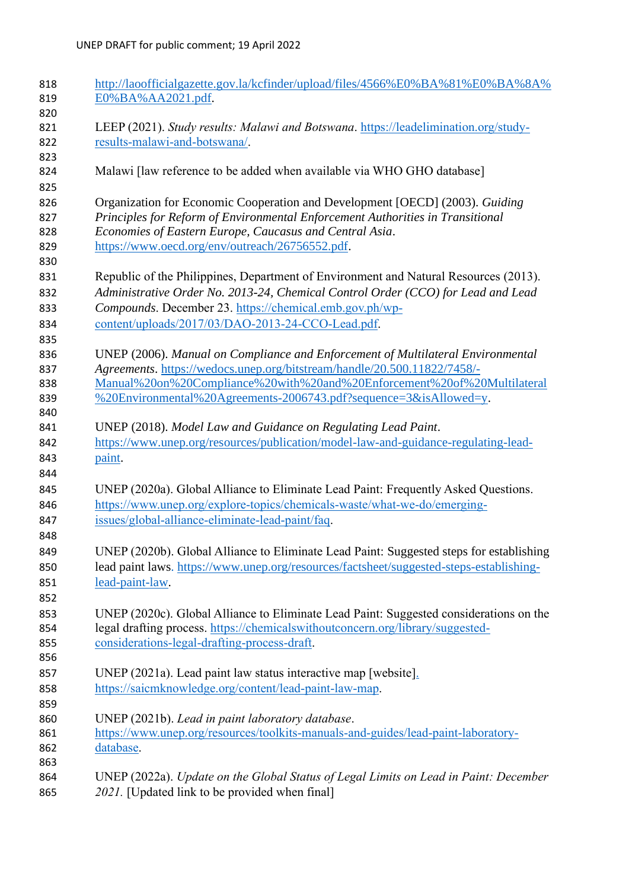http://laoofficialgazette.gov.la/kcfinder/upload/files/4566%E0%BA%81%E0%BA%8A%E0%BA%AA2021.pdf.

LEEP (2021). *Study results: Malawi and Botswana*. https://leadelimination.org/study-results-malawi-and-botswana/.

Malawi [law reference to be added when available via WHO GHO database]

Organization for Economic Cooperation and Development [OECD] (2003). *Guiding Principles for Reform of Environmental Enforcement Authorities in Transitional Economies of Eastern Europe, Caucasus and Central Asia*. https://www.oecd.org/env/outreach/26756552.pdf.

Republic of the Philippines, Department of Environment and Natural Resources (2013). *Administrative Order No. 2013-24, Chemical Control Order (CCO) for Lead and Lead Compounds*. December 23. https://chemical.emb.gov.ph/wp-content/uploads/2017/03/DAO-2013-24-CCO-Lead.pdf.

UNEP (2006). *Manual on Compliance and Enforcement of Multilateral Environmental Agreements*. https://wedocs.unep.org/bitstream/handle/20.500.11822/7458/-Manual%20on%20Compliance%20with%20and%20Enforcement%20of%20Multilateral%20Environmental%20Agreements-2006743.pdf?sequence=3&isAllowed=y.

UNEP (2018). *Model Law and Guidance on Regulating Lead Paint*. https://www.unep.org/resources/publication/model-law-and-guidance-regulating-lead-paint.

UNEP (2020a). Global Alliance to Eliminate Lead Paint: Frequently Asked Questions. https://www.unep.org/explore-topics/chemicals-waste/what-we-do/emerging-issues/global-alliance-eliminate-lead-paint/faq.

UNEP (2020b). Global Alliance to Eliminate Lead Paint: Suggested steps for establishing lead paint laws. https://www.unep.org/resources/factsheet/suggested-steps-establishing-lead-paint-law.

UNEP (2020c). Global Alliance to Eliminate Lead Paint: Suggested considerations on the legal drafting process. https://chemicalswithoutconcern.org/library/suggested-considerations-legal-drafting-process-draft.

UNEP (2021a). Lead paint law status interactive map [website]. https://saicmknowledge.org/content/lead-paint-law-map.

UNEP (2021b). *Lead in paint laboratory database*. https://www.unep.org/resources/toolkits-manuals-and-guides/lead-paint-laboratory-database.

UNEP (2022a). *Update on the Global Status of Legal Limits on Lead in Paint: December 2021.* [Updated link to be provided when final]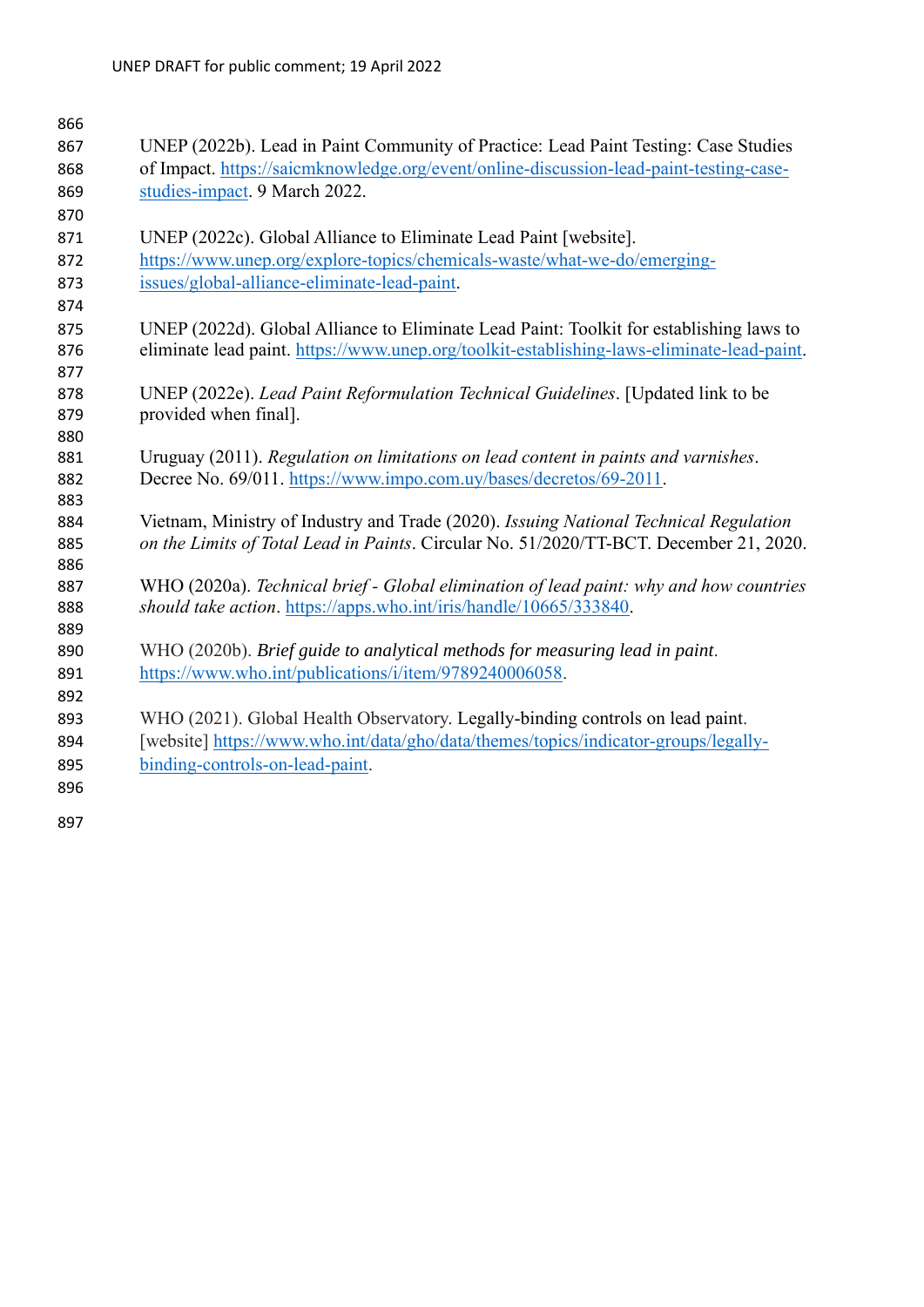UNEP (2022b). Lead in Paint Community of Practice: Lead Paint Testing: Case Studies of Impact. https://saicmknowledge.org/event/online-discussion-lead-paint-testing-case-studies-impact. 9 March 2022.

UNEP (2022c). Global Alliance to Eliminate Lead Paint [website]. https://www.unep.org/explore-topics/chemicals-waste/what-we-do/emerging-issues/global-alliance-eliminate-lead-paint.

UNEP (2022d). Global Alliance to Eliminate Lead Paint: Toolkit for establishing laws to eliminate lead paint. https://www.unep.org/toolkit-establishing-laws-eliminate-lead-paint.

UNEP (2022e). *Lead Paint Reformulation Technical Guidelines*. [Updated link to be provided when final].

Uruguay (2011). *Regulation on limitations on lead content in paints and varnishes*. Decree No. 69/011. https://www.impo.com.uy/bases/decretos/69-2011.

Vietnam, Ministry of Industry and Trade (2020). *Issuing National Technical Regulation on the Limits of Total Lead in Paints*. Circular No. 51/2020/TT-BCT. December 21, 2020.

WHO (2020a). *Technical brief - Global elimination of lead paint: why and how countries should take action*. https://apps.who.int/iris/handle/10665/333840.

WHO (2020b). *Brief guide to analytical methods for measuring lead in paint*. https://www.who.int/publications/i/item/9789240006058.

WHO (2021). Global Health Observatory. Legally-binding controls on lead paint. [website] https://www.who.int/data/gho/data/themes/topics/indicator-groups/legally-binding-controls-on-lead-paint.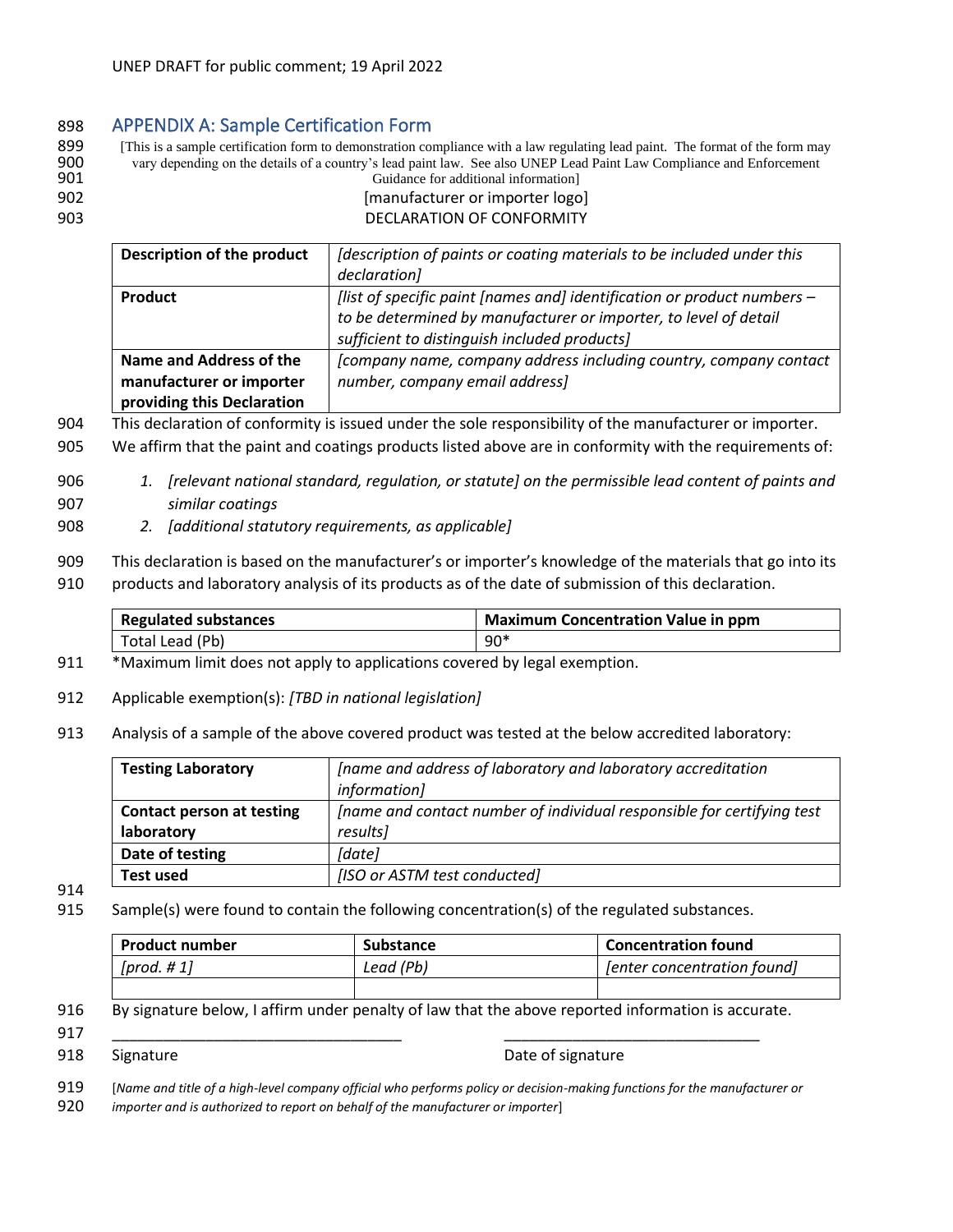## APPENDIX A: Sample Certification Form

[This is a sample certification form to demonstration compliance with a law regulating lead paint. The format of the form may vary depending on the details of a country's lead paint law. See also UNEP Lead Paint Law Compliance and Enforcement Guidance for additional information]

[manufacturer or importer logo]

DECLARATION OF CONFORMITY

| **Description of the product** | *[description of paints or coating materials to be included under this declaration]* |
|---|---|
| **Product** | *[list of specific paint [names and] identification or product numbers – to be determined by manufacturer or importer, to level of detail sufficient to distinguish included products]* |
| **Name and Address of the manufacturer or importer providing this Declaration** | *[company name, company address including country, company contact number, company email address]* |

This declaration of conformity is issued under the sole responsibility of the manufacturer or importer.

We affirm that the paint and coatings products listed above are in conformity with the requirements of:

1. *[relevant national standard, regulation, or statute] on the permissible lead content of paints and similar coatings*
2. *[additional statutory requirements, as applicable]*

This declaration is based on the manufacturer's or importer's knowledge of the materials that go into its products and laboratory analysis of its products as of the date of submission of this declaration.

| **Regulated substances** | **Maximum Concentration Value in ppm** |
|---|---|
| Total Lead (Pb) | 90* |

*Maximum limit does not apply to applications covered by legal exemption.

Applicable exemption(s): *[TBD in national legislation]*

Analysis of a sample of the above covered product was tested at the below accredited laboratory:

| **Testing Laboratory** | *[name and address of laboratory and laboratory accreditation information]* |
|---|---|
| **Contact person at testing laboratory** | *[name and contact number of individual responsible for certifying test results]* |
| **Date of testing** | *[date]* |
| **Test used** | *[ISO or ASTM test conducted]* |

Sample(s) were found to contain the following concentration(s) of the regulated substances.

| **Product number** | **Substance** | **Concentration found** |
|---|---|---|
| *[prod. # 1]* | *Lead (Pb)* | *[enter concentration found]* |
| | | |

By signature below, I affirm under penalty of law that the above reported information is accurate.

\_\_\_\_\_\_\_\_\_\_\_\_\_\_\_\_\_\_\_\_\_\_\_\_\_\_\_\_\_\_\_\_\_\_ \_\_\_\_\_\_\_\_\_\_\_\_\_\_\_\_\_\_\_\_\_\_\_\_\_\_\_\_\_\_

Signature Date of signature

[*Name and title of a high-level company official who performs policy or decision-making functions for the manufacturer or importer and is authorized to report on behalf of the manufacturer or importer*]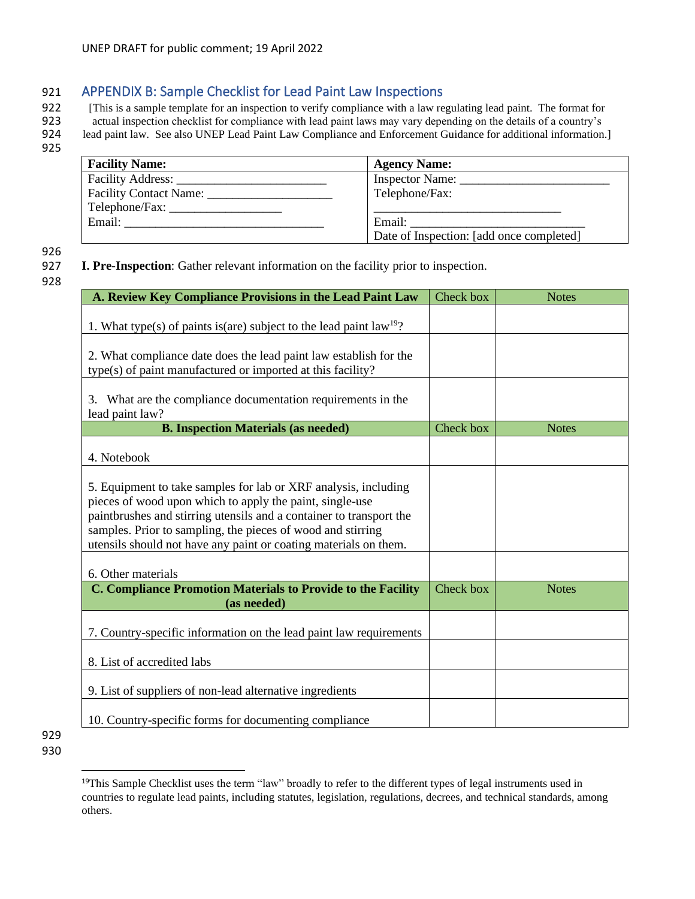## APPENDIX B: Sample Checklist for Lead Paint Law Inspections

[This is a sample template for an inspection to verify compliance with a law regulating lead paint. The format for actual inspection checklist for compliance with lead paint laws may vary depending on the details of a country's lead paint law. See also UNEP Lead Paint Law Compliance and Enforcement Guidance for additional information.]

| **Facility Name:** | **Agency Name:** |
|---|---|
| Facility Address: ________________________ <br> Facility Contact Name: ____________________ <br> Telephone/Fax: __________________ <br> Email: ________________________________ | Inspector Name: ________________________ <br> Telephone/Fax: <br> ______________________________ <br> Email: ____________________________ <br> Date of Inspection: [add once completed] |

**I. Pre-Inspection**: Gather relevant information on the facility prior to inspection.

| **A. Review Key Compliance Provisions in the Lead Paint Law** | Check box | Notes |
|---|---|---|
| 1. What type(s) of paints is(are) subject to the lead paint law[19]? | | |
| 2. What compliance date does the lead paint law establish for the type(s) of paint manufactured or imported at this facility? | | |
| 3. What are the compliance documentation requirements in the lead paint law? | | |
| **B. Inspection Materials (as needed)** | Check box | Notes |
| 4. Notebook | | |
| 5. Equipment to take samples for lab or XRF analysis, including pieces of wood upon which to apply the paint, single-use paintbrushes and stirring utensils and a container to transport the samples. Prior to sampling, the pieces of wood and stirring utensils should not have any paint or coating materials on them. | | |
| 6. Other materials | | |
| **C. Compliance Promotion Materials to Provide to the Facility (as needed)** | Check box | Notes |
| 7. Country-specific information on the lead paint law requirements | | |
| 8. List of accredited labs | | |
| 9. List of suppliers of non-lead alternative ingredients | | |
| 10. Country-specific forms for documenting compliance | | |

[19] This Sample Checklist uses the term "law" broadly to refer to the different types of legal instruments used in countries to regulate lead paints, including statutes, legislation, regulations, decrees, and technical standards, among others.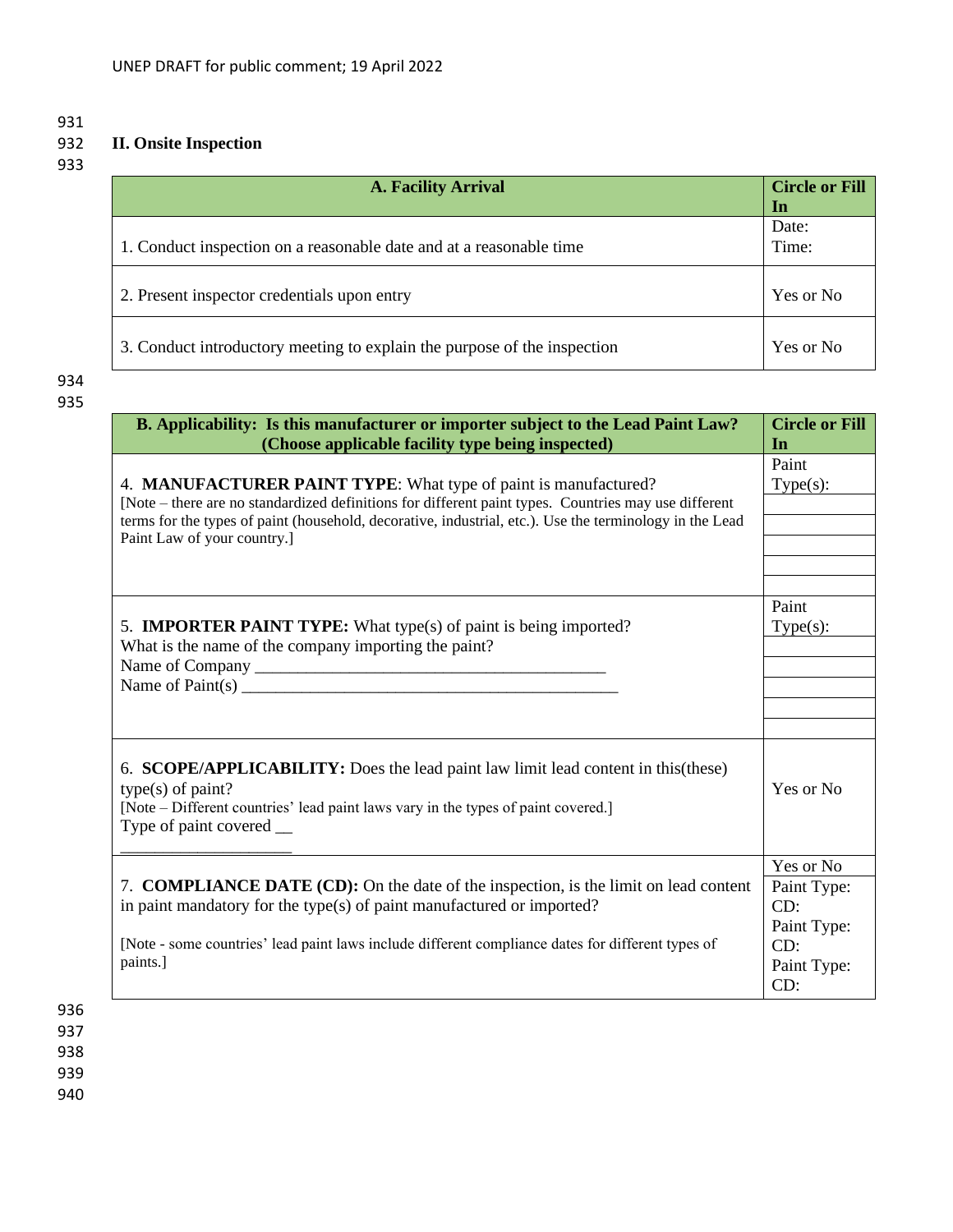## II. Onsite Inspection

| A. Facility Arrival | Circle or Fill In |
|---|---|
| 1. Conduct inspection on a reasonable date and at a reasonable time | Date:<br>Time: |
| 2. Present inspector credentials upon entry | Yes or No |
| 3. Conduct introductory meeting to explain the purpose of the inspection | Yes or No |

| B. Applicability: Is this manufacturer or importer subject to the Lead Paint Law? (Choose applicable facility type being inspected) | Circle or Fill In |
|---|---|
| 4. **MANUFACTURER PAINT TYPE**: What type of paint is manufactured?<br>[Note – there are no standardized definitions for different paint types. Countries may use different terms for the types of paint (household, decorative, industrial, etc.). Use the terminology in the Lead Paint Law of your country.] | Paint Type(s): |
| 5. **IMPORTER PAINT TYPE:** What type(s) of paint is being imported?<br>What is the name of the company importing the paint?<br>Name of Company ________________________________________<br>Name of Paint(s) ____________________________________________ | Paint Type(s): |
| 6. **SCOPE/APPLICABILITY:** Does the lead paint law limit lead content in this(these) type(s) of paint?<br>[Note – Different countries' lead paint laws vary in the types of paint covered.]<br>Type of paint covered __ ___________________ | Yes or No |
| 7. **COMPLIANCE DATE (CD):** On the date of the inspection, is the limit on lead content in paint mandatory for the type(s) of paint manufactured or imported?<br><br>[Note - some countries' lead paint laws include different compliance dates for different types of paints.] | Yes or No<br>Paint Type:<br>CD:<br>Paint Type:<br>CD:<br>Paint Type:<br>CD: |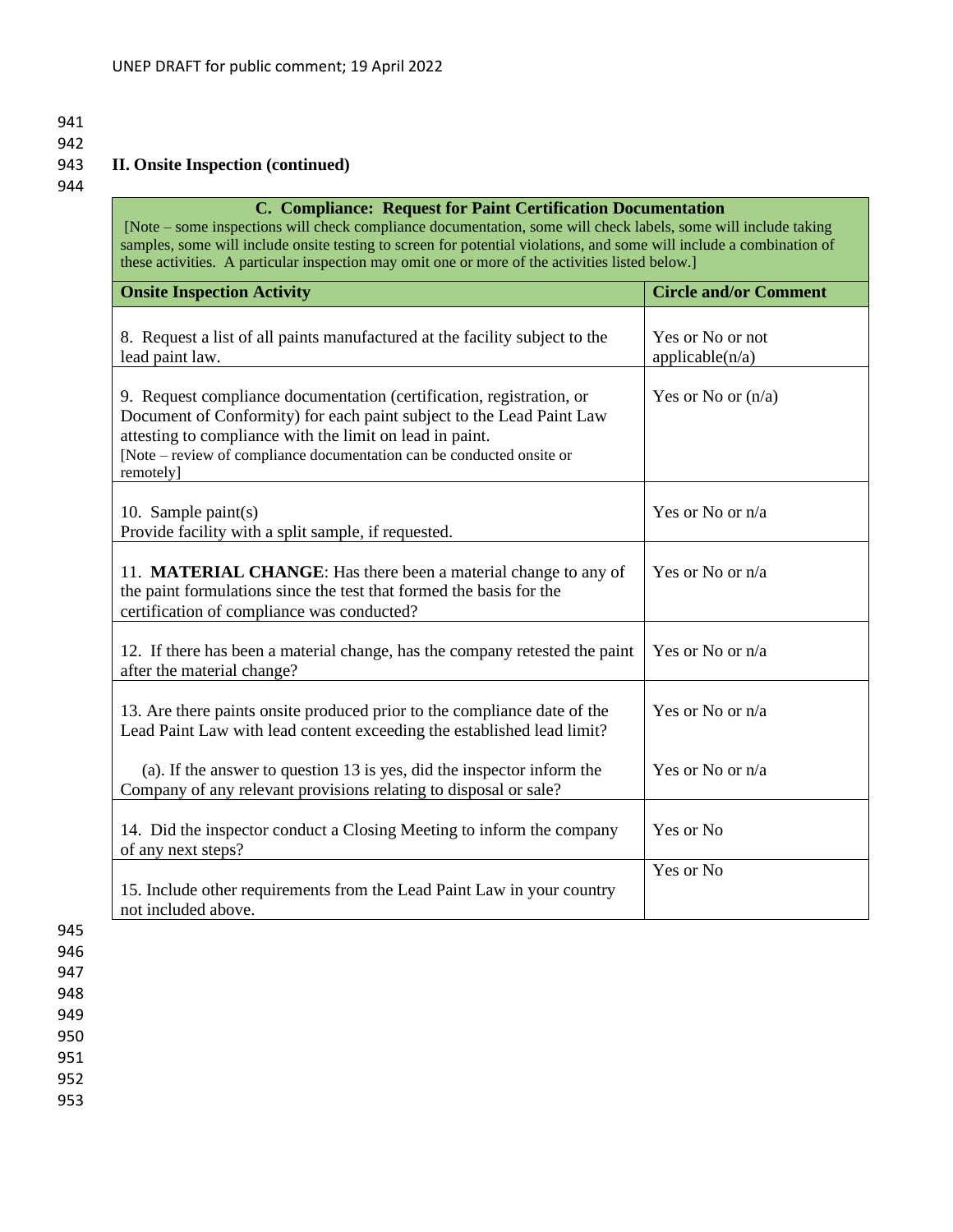## II. Onsite Inspection (continued)

| **C. Compliance: Request for Paint Certification Documentation**<br>[Note – some inspections will check compliance documentation, some will check labels, some will include taking samples, some will include onsite testing to screen for potential violations, and some will include a combination of these activities. A particular inspection may omit one or more of the activities listed below.] | |
|---|---|
| **Onsite Inspection Activity** | **Circle and/or Comment** |
| 8. Request a list of all paints manufactured at the facility subject to the lead paint law. | Yes or No or not applicable(n/a) |
| 9. Request compliance documentation (certification, registration, or Document of Conformity) for each paint subject to the Lead Paint Law attesting to compliance with the limit on lead in paint.<br>[Note – review of compliance documentation can be conducted onsite or remotely] | Yes or No or (n/a) |
| 10. Sample paint(s)<br>Provide facility with a split sample, if requested. | Yes or No or n/a |
| 11. **MATERIAL CHANGE**: Has there been a material change to any of the paint formulations since the test that formed the basis for the certification of compliance was conducted? | Yes or No or n/a |
| 12. If there has been a material change, has the company retested the paint after the material change? | Yes or No or n/a |
| 13. Are there paints onsite produced prior to the compliance date of the Lead Paint Law with lead content exceeding the established lead limit? | Yes or No or n/a |
| (a). If the answer to question 13 is yes, did the inspector inform the Company of any relevant provisions relating to disposal or sale? | Yes or No or n/a |
| 14. Did the inspector conduct a Closing Meeting to inform the company of any next steps? | Yes or No |
| 15. Include other requirements from the Lead Paint Law in your country not included above. | Yes or No |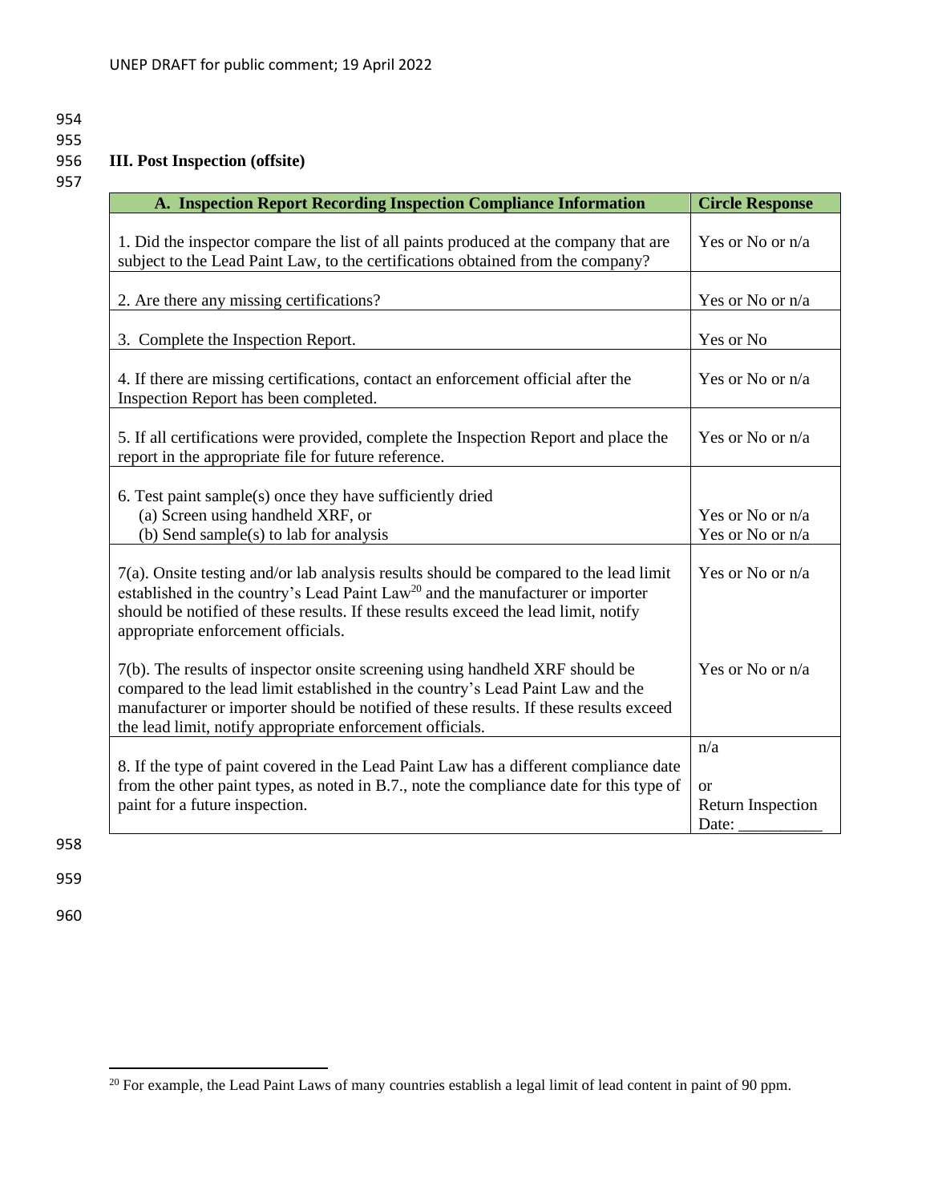### III. Post Inspection (offsite)

| A. Inspection Report Recording Inspection Compliance Information | Circle Response |
|---|---|
| 1. Did the inspector compare the list of all paints produced at the company that are subject to the Lead Paint Law, to the certifications obtained from the company? | Yes or No or n/a |
| 2. Are there any missing certifications? | Yes or No or n/a |
| 3. Complete the Inspection Report. | Yes or No |
| 4. If there are missing certifications, contact an enforcement official after the Inspection Report has been completed. | Yes or No or n/a |
| 5. If all certifications were provided, complete the Inspection Report and place the report in the appropriate file for future reference. | Yes or No or n/a |
| 6. Test paint sample(s) once they have sufficiently dried<br>(a) Screen using handheld XRF, or<br>(b) Send sample(s) to lab for analysis | <br>Yes or No or n/a<br>Yes or No or n/a |
| 7(a). Onsite testing and/or lab analysis results should be compared to the lead limit established in the country's Lead Paint Law[20] and the manufacturer or importer should be notified of these results. If these results exceed the lead limit, notify appropriate enforcement officials.<br><br>7(b). The results of inspector onsite screening using handheld XRF should be compared to the lead limit established in the country's Lead Paint Law and the manufacturer or importer should be notified of these results. If these results exceed the lead limit, notify appropriate enforcement officials. | Yes or No or n/a<br><br>Yes or No or n/a |
| 8. If the type of paint covered in the Lead Paint Law has a different compliance date from the other paint types, as noted in B.7., note the compliance date for this type of paint for a future inspection. | n/a<br><br>or<br>Return Inspection Date: __________ |

[20] For example, the Lead Paint Laws of many countries establish a legal limit of lead content in paint of 90 ppm.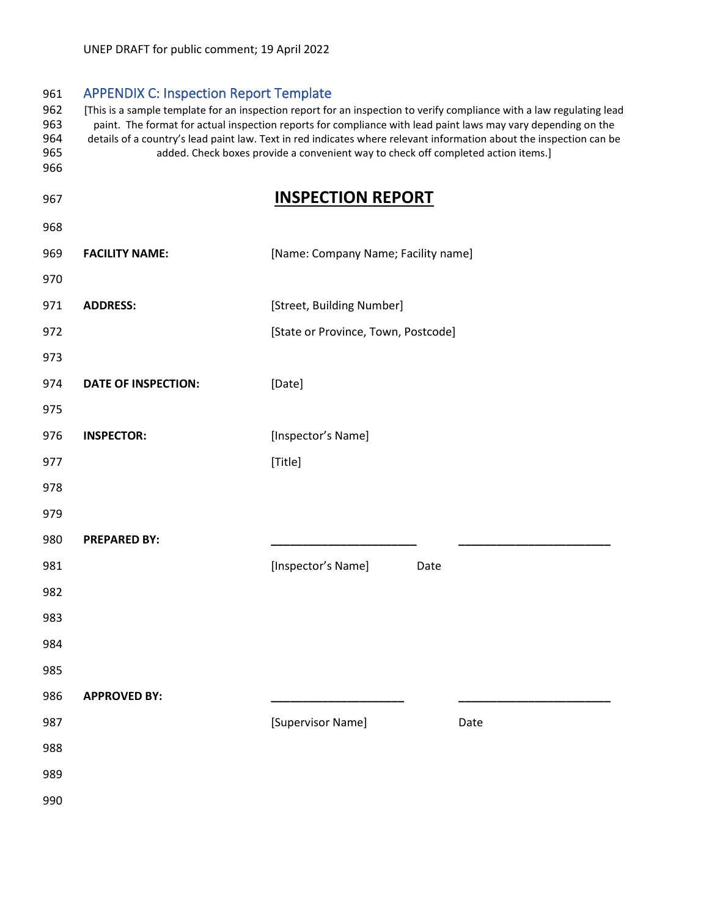## APPENDIX C: Inspection Report Template

[This is a sample template for an inspection report for an inspection to verify compliance with a law regulating lead paint. The format for actual inspection reports for compliance with lead paint laws may vary depending on the details of a country's lead paint law. Text in red indicates where relevant information about the inspection can be added. Check boxes provide a convenient way to check off completed action items.]

# INSPECTION REPORT

**FACILITY NAME:** [Name: Company Name; Facility name]

**ADDRESS:** [Street, Building Number]
[State or Province, Town, Postcode]

**DATE OF INSPECTION:** [Date]

**INSPECTOR:** [Inspector's Name]
[Title]

**PREPARED BY:** ______________________ ______________________
[Inspector's Name] Date

**APPROVED BY:** ______________________ ______________________
[Supervisor Name] Date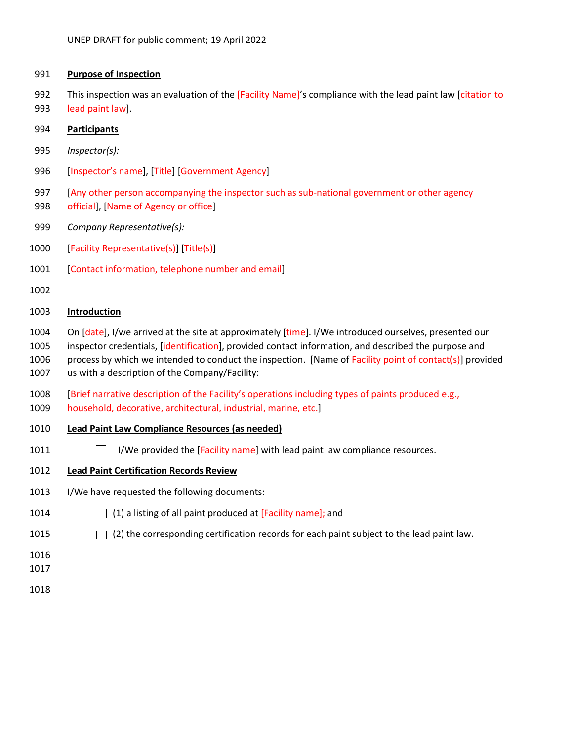**Purpose of Inspection**

This inspection was an evaluation of the [Facility Name]'s compliance with the lead paint law [citation to lead paint law].

**Participants**

*Inspector(s):*

[Inspector's name], [Title] [Government Agency]

[Any other person accompanying the inspector such as sub-national government or other agency official], [Name of Agency or office]

*Company Representative(s):*

[Facility Representative(s)] [Title(s)]

[Contact information, telephone number and email]

**Introduction**

On [date], I/we arrived at the site at approximately [time]. I/We introduced ourselves, presented our inspector credentials, [identification], provided contact information, and described the purpose and process by which we intended to conduct the inspection. [Name of Facility point of contact(s)] provided us with a description of the Company/Facility:

[Brief narrative description of the Facility's operations including types of paints produced e.g., household, decorative, architectural, industrial, marine, etc.]

**Lead Paint Law Compliance Resources (as needed)**

- ☐ I/We provided the [Facility name] with lead paint law compliance resources.

**Lead Paint Certification Records Review**

I/We have requested the following documents:

- ☐ (1) a listing of all paint produced at [Facility name]; and
- ☐ (2) the corresponding certification records for each paint subject to the lead paint law.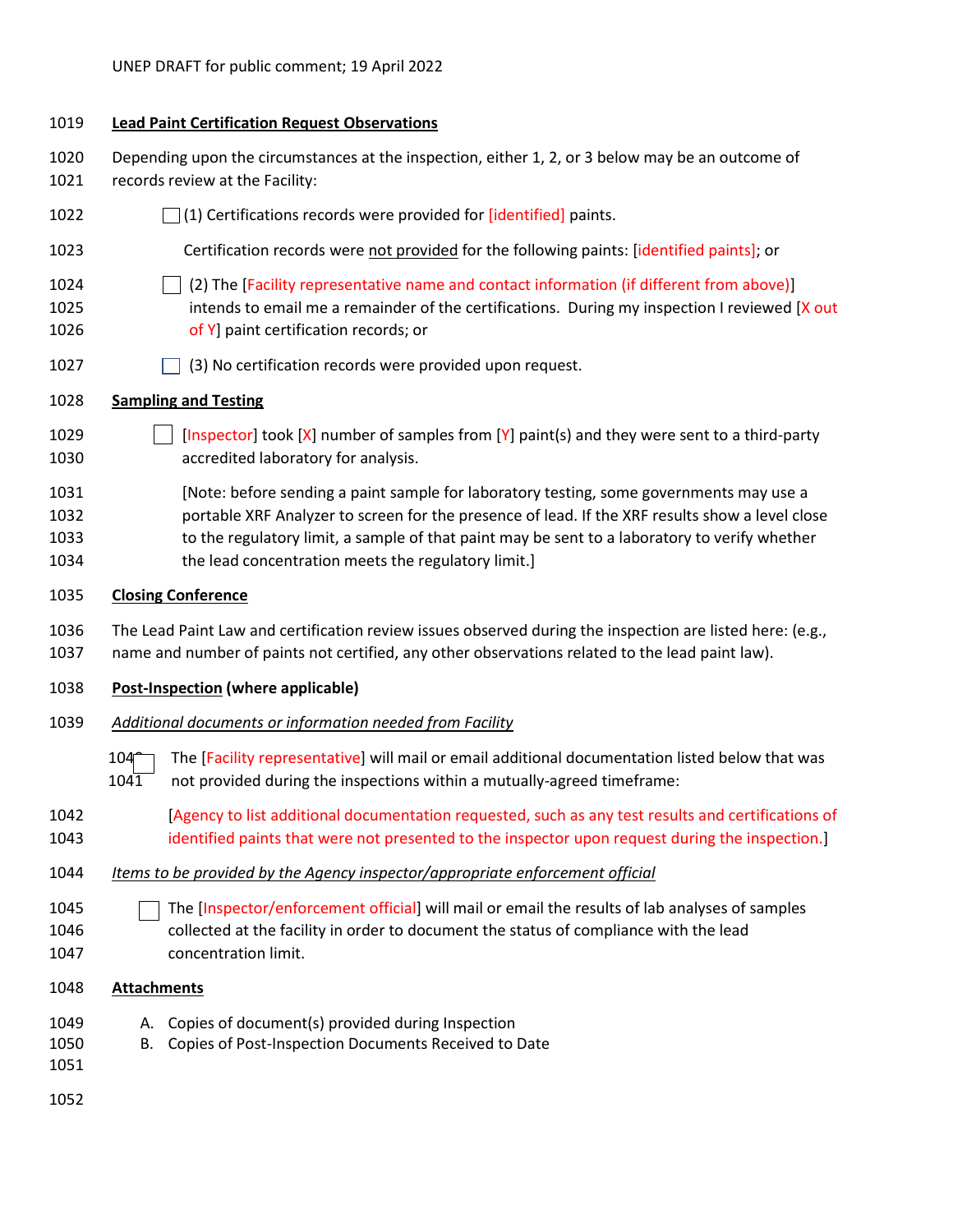**Lead Paint Certification Request Observations**

Depending upon the circumstances at the inspection, either 1, 2, or 3 below may be an outcome of records review at the Facility:

☐ (1) Certifications records were provided for [identified] paints.

Certification records were not provided for the following paints: [identified paints]; or

☐ (2) The [Facility representative name and contact information (if different from above)] intends to email me a remainder of the certifications. During my inspection I reviewed [X out of Y] paint certification records; or

☐ (3) No certification records were provided upon request.

**Sampling and Testing**

☐ [Inspector] took [X] number of samples from [Y] paint(s) and they were sent to a third-party accredited laboratory for analysis.

[Note: before sending a paint sample for laboratory testing, some governments may use a portable XRF Analyzer to screen for the presence of lead. If the XRF results show a level close to the regulatory limit, a sample of that paint may be sent to a laboratory to verify whether the lead concentration meets the regulatory limit.]

**Closing Conference**

The Lead Paint Law and certification review issues observed during the inspection are listed here: (e.g., name and number of paints not certified, any other observations related to the lead paint law).

**Post-Inspection (where applicable)**

*Additional documents or information needed from Facility*

☐ The [Facility representative] will mail or email additional documentation listed below that was not provided during the inspections within a mutually-agreed timeframe:

[Agency to list additional documentation requested, such as any test results and certifications of identified paints that were not presented to the inspector upon request during the inspection.]

*Items to be provided by the Agency inspector/appropriate enforcement official*

☐ The [Inspector/enforcement official] will mail or email the results of lab analyses of samples collected at the facility in order to document the status of compliance with the lead concentration limit.

**Attachments**

A. Copies of document(s) provided during Inspection
B. Copies of Post-Inspection Documents Received to Date